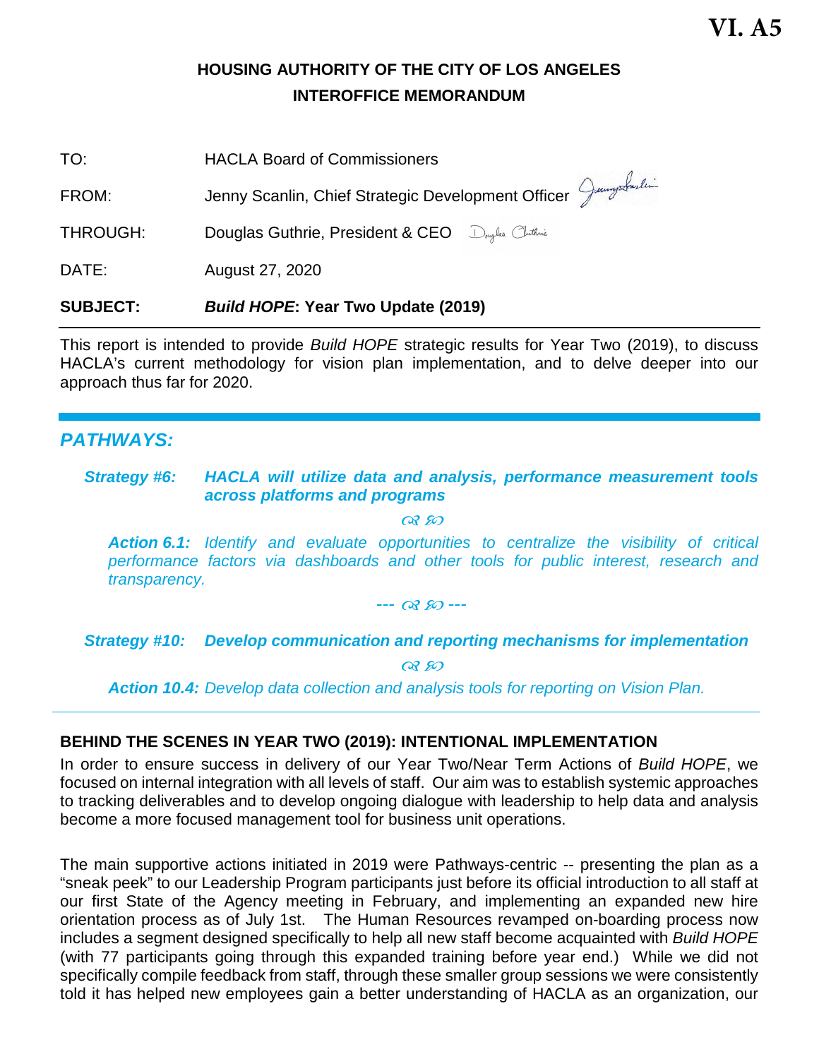VI. A5

**HOUSING AUTHORITY OF THE CITY OF LOS ANGELES**
**INTEROFFICE MEMORANDUM**

TO: HACLA Board of Commissioners

FROM: Jenny Scanlin, Chief Strategic Development Officer

THROUGH: Douglas Guthrie, President & CEO

DATE: August 27, 2020

**SUBJECT:** ***Build HOPE*****: Year Two Update (2019)**

---

This report is intended to provide *Build HOPE* strategic results for Year Two (2019), to discuss HACLA's current methodology for vision plan implementation, and to delve deeper into our approach thus far for 2020.

## *PATHWAYS:*

***Strategy #6: HACLA will utilize data and analysis, performance measurement tools across platforms and programs***

***Action 6.1:*** *Identify and evaluate opportunities to centralize the visibility of critical performance factors via dashboards and other tools for public interest, research and transparency.*

***Strategy #10: Develop communication and reporting mechanisms for implementation***

***Action 10.4:*** *Develop data collection and analysis tools for reporting on Vision Plan.*

---

### BEHIND THE SCENES IN YEAR TWO (2019): INTENTIONAL IMPLEMENTATION

In order to ensure success in delivery of our Year Two/Near Term Actions of *Build HOPE*, we focused on internal integration with all levels of staff. Our aim was to establish systemic approaches to tracking deliverables and to develop ongoing dialogue with leadership to help data and analysis become a more focused management tool for business unit operations.

The main supportive actions initiated in 2019 were Pathways-centric -- presenting the plan as a "sneak peek" to our Leadership Program participants just before its official introduction to all staff at our first State of the Agency meeting in February, and implementing an expanded new hire orientation process as of July 1st. The Human Resources revamped on-boarding process now includes a segment designed specifically to help all new staff become acquainted with *Build HOPE* (with 77 participants going through this expanded training before year end.) While we did not specifically compile feedback from staff, through these smaller group sessions we were consistently told it has helped new employees gain a better understanding of HACLA as an organization, our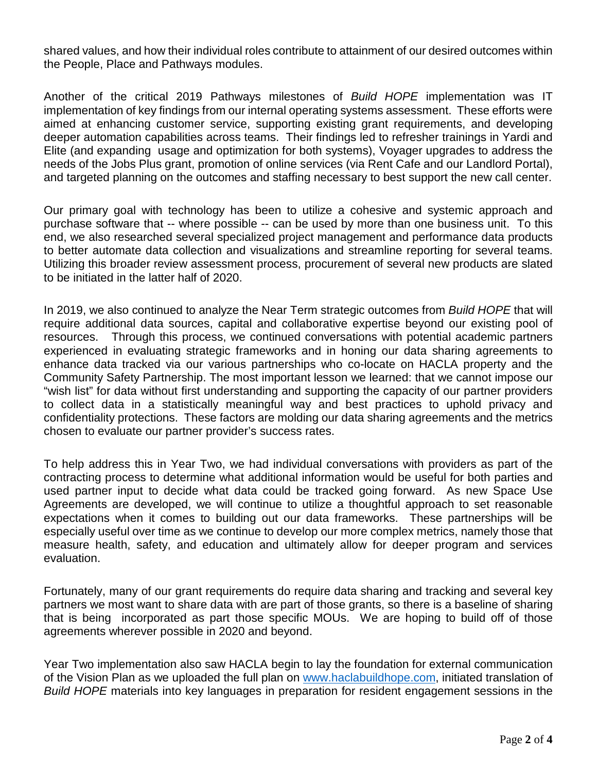shared values, and how their individual roles contribute to attainment of our desired outcomes within the People, Place and Pathways modules.

Another of the critical 2019 Pathways milestones of *Build HOPE* implementation was IT implementation of key findings from our internal operating systems assessment. These efforts were aimed at enhancing customer service, supporting existing grant requirements, and developing deeper automation capabilities across teams. Their findings led to refresher trainings in Yardi and Elite (and expanding usage and optimization for both systems), Voyager upgrades to address the needs of the Jobs Plus grant, promotion of online services (via Rent Cafe and our Landlord Portal), and targeted planning on the outcomes and staffing necessary to best support the new call center.

Our primary goal with technology has been to utilize a cohesive and systemic approach and purchase software that -- where possible -- can be used by more than one business unit. To this end, we also researched several specialized project management and performance data products to better automate data collection and visualizations and streamline reporting for several teams. Utilizing this broader review assessment process, procurement of several new products are slated to be initiated in the latter half of 2020.

In 2019, we also continued to analyze the Near Term strategic outcomes from *Build HOPE* that will require additional data sources, capital and collaborative expertise beyond our existing pool of resources. Through this process, we continued conversations with potential academic partners experienced in evaluating strategic frameworks and in honing our data sharing agreements to enhance data tracked via our various partnerships who co-locate on HACLA property and the Community Safety Partnership. The most important lesson we learned: that we cannot impose our "wish list" for data without first understanding and supporting the capacity of our partner providers to collect data in a statistically meaningful way and best practices to uphold privacy and confidentiality protections. These factors are molding our data sharing agreements and the metrics chosen to evaluate our partner provider's success rates.

To help address this in Year Two, we had individual conversations with providers as part of the contracting process to determine what additional information would be useful for both parties and used partner input to decide what data could be tracked going forward. As new Space Use Agreements are developed, we will continue to utilize a thoughtful approach to set reasonable expectations when it comes to building out our data frameworks. These partnerships will be especially useful over time as we continue to develop our more complex metrics, namely those that measure health, safety, and education and ultimately allow for deeper program and services evaluation.

Fortunately, many of our grant requirements do require data sharing and tracking and several key partners we most want to share data with are part of those grants, so there is a baseline of sharing that is being incorporated as part those specific MOUs. We are hoping to build off of those agreements wherever possible in 2020 and beyond.

Year Two implementation also saw HACLA begin to lay the foundation for external communication of the Vision Plan as we uploaded the full plan on [www.haclabuildhope.com](http://www.haclabuildhope.com), initiated translation of *Build HOPE* materials into key languages in preparation for resident engagement sessions in the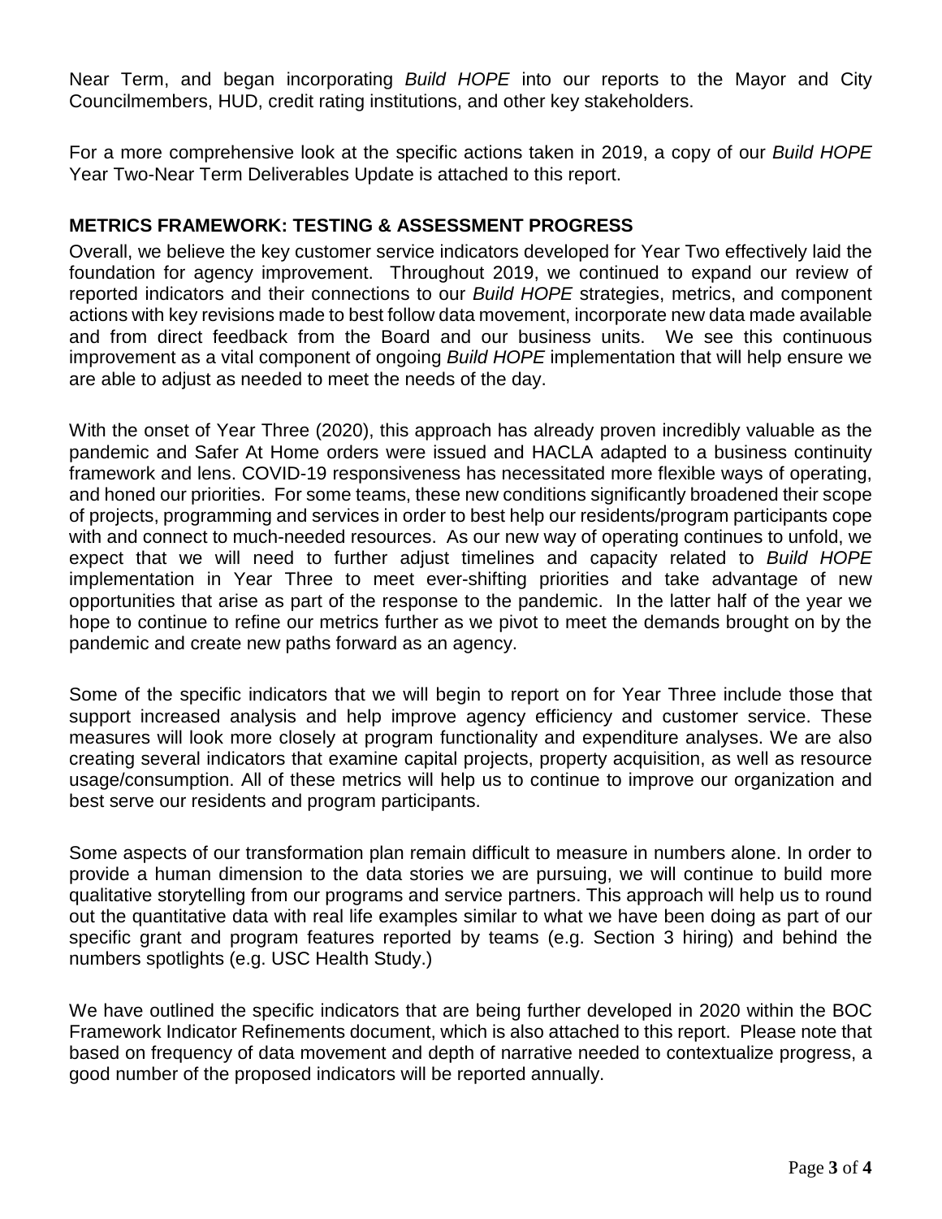Near Term, and began incorporating *Build HOPE* into our reports to the Mayor and City Councilmembers, HUD, credit rating institutions, and other key stakeholders.

For a more comprehensive look at the specific actions taken in 2019, a copy of our *Build HOPE* Year Two-Near Term Deliverables Update is attached to this report.

**METRICS FRAMEWORK: TESTING & ASSESSMENT PROGRESS**

Overall, we believe the key customer service indicators developed for Year Two effectively laid the foundation for agency improvement. Throughout 2019, we continued to expand our review of reported indicators and their connections to our *Build HOPE* strategies, metrics, and component actions with key revisions made to best follow data movement, incorporate new data made available and from direct feedback from the Board and our business units. We see this continuous improvement as a vital component of ongoing *Build HOPE* implementation that will help ensure we are able to adjust as needed to meet the needs of the day.

With the onset of Year Three (2020), this approach has already proven incredibly valuable as the pandemic and Safer At Home orders were issued and HACLA adapted to a business continuity framework and lens. COVID-19 responsiveness has necessitated more flexible ways of operating, and honed our priorities. For some teams, these new conditions significantly broadened their scope of projects, programming and services in order to best help our residents/program participants cope with and connect to much-needed resources. As our new way of operating continues to unfold, we expect that we will need to further adjust timelines and capacity related to *Build HOPE* implementation in Year Three to meet ever-shifting priorities and take advantage of new opportunities that arise as part of the response to the pandemic. In the latter half of the year we hope to continue to refine our metrics further as we pivot to meet the demands brought on by the pandemic and create new paths forward as an agency.

Some of the specific indicators that we will begin to report on for Year Three include those that support increased analysis and help improve agency efficiency and customer service. These measures will look more closely at program functionality and expenditure analyses. We are also creating several indicators that examine capital projects, property acquisition, as well as resource usage/consumption. All of these metrics will help us to continue to improve our organization and best serve our residents and program participants.

Some aspects of our transformation plan remain difficult to measure in numbers alone. In order to provide a human dimension to the data stories we are pursuing, we will continue to build more qualitative storytelling from our programs and service partners. This approach will help us to round out the quantitative data with real life examples similar to what we have been doing as part of our specific grant and program features reported by teams (e.g. Section 3 hiring) and behind the numbers spotlights (e.g. USC Health Study.)

We have outlined the specific indicators that are being further developed in 2020 within the BOC Framework Indicator Refinements document, which is also attached to this report. Please note that based on frequency of data movement and depth of narrative needed to contextualize progress, a good number of the proposed indicators will be reported annually.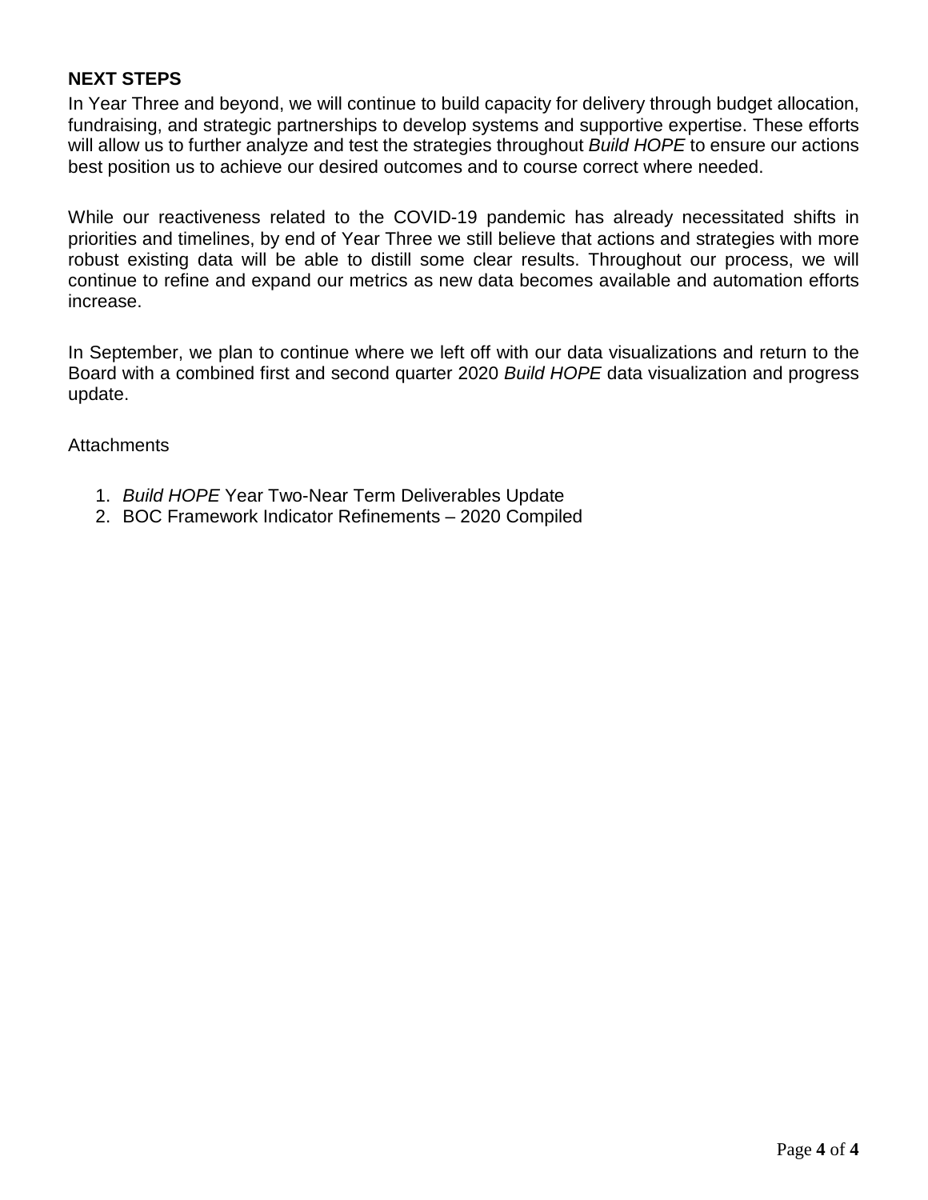## NEXT STEPS

In Year Three and beyond, we will continue to build capacity for delivery through budget allocation, fundraising, and strategic partnerships to develop systems and supportive expertise. These efforts will allow us to further analyze and test the strategies throughout *Build HOPE* to ensure our actions best position us to achieve our desired outcomes and to course correct where needed.

While our reactiveness related to the COVID-19 pandemic has already necessitated shifts in priorities and timelines, by end of Year Three we still believe that actions and strategies with more robust existing data will be able to distill some clear results. Throughout our process, we will continue to refine and expand our metrics as new data becomes available and automation efforts increase.

In September, we plan to continue where we left off with our data visualizations and return to the Board with a combined first and second quarter 2020 *Build HOPE* data visualization and progress update.

Attachments

1. *Build HOPE* Year Two-Near Term Deliverables Update
2. BOC Framework Indicator Refinements – 2020 Compiled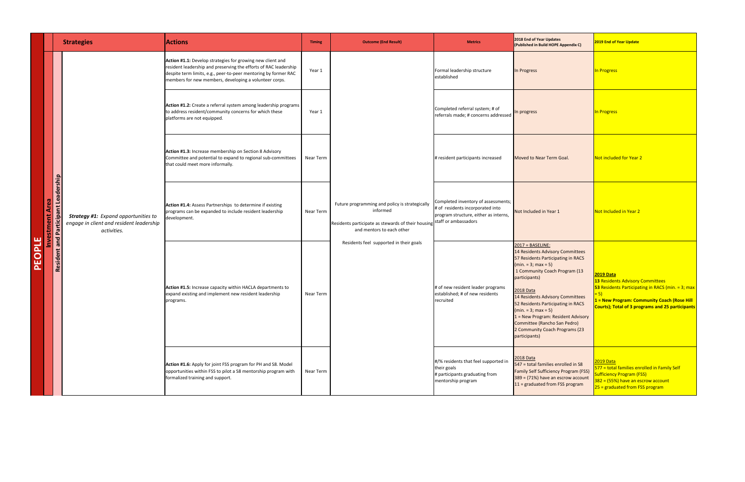| | | | Strategies | Actions | Timing | Outcome (End Result) | Metrics | 2018 End of Year Updates (Published in Build HOPE Appendix C) | 2019 End of Year Update |
|---|---|---|---|---|---|---|---|---|---|
| PEOPLE | Investment Area | Resident and Participant Leadership | *Strategy #1: Expand opportunities to engage in client and resident leadership activities.* | **Action #1.1:** Develop strategies for growing new client and resident leadership and preserving the efforts of RAC leadership despite term limits, e.g., peer-to-peer mentoring by former RAC members for new members, developing a volunteer corps. | Year 1 | Future programming and policy is strategically informed<br>Residents participate as stewards of their housing and mentors to each other<br>Residents feel supported in their goals | Formal leadership structure established | In Progress | In Progress |
| | | | | **Action #1.2:** Create a referral system among leadership programs to address resident/community concerns for which these platforms are not equipped. | Year 1 | | Completed referral system; # of referrals made; # concerns addressed | In progress | In Progress |
| | | | | **Action #1.3:** Increase membership on Section 8 Advisory Committee and potential to expand to regional sub-committees that could meet more informally. | Near Term | | # resident participants increased | Moved to Near Term Goal. | Not included for Year 2 |
| | | | | **Action #1.4:** Assess Partnerships to determine if existing programs can be expanded to include resident leadership development. | Near Term | | Completed inventory of assessments; # of residents incorporated into program structure, either as interns, staff or ambassadors | Not Included in Year 1 | Not Included in Year 2 |
| | | | | **Action #1.5:** Increase capacity within HACLA departments to expand existing and implement new resident leadership programs. | Near Term | | # of new resident leader programs established; # of new residents recruited | 2017 = BASELINE:<br>14 Residents Advisory Committees<br>57 Residents Participating in RACS (min. = 3; max = 5)<br>1 Community Coach Program (13 participants)<br><br>2018 Data<br>14 Residents Advisory Committees<br>52 Residents Participating in RACS (min. = 3; max = 5)<br>1 = New Program: Resident Advisory Committee (Rancho San Pedro)<br>2 Community Coach Programs (23 participants) | **2019 Data**<br>**13** Residents Advisory Committees<br>**53** Residents Participating in RACS (min. = 3; max = 5)<br>**1 = New Program: Community Coach (Rose Hill Courts); Total of 3 programs and 25 participants** |
| | | | | **Action #1.6:** Apply for joint FSS program for PH and S8. Model opportunities within FSS to pilot a S8 mentorship program with formalized training and support. | Near Term | | #/% residents that feel supported in their goals<br># participants graduating from mentorship program | 2018 Data<br>547 = total families enrolled in S8 Family Self Sufficiency Program (FSS)<br>389 = (71%) have an escrow account<br>11 = graduated from FSS program | 2019 Data<br>577 = total families enrolled in Family Self Sufficiency Program (FSS)<br>382 = (55%) have an escrow account<br>25 = graduated from FSS program |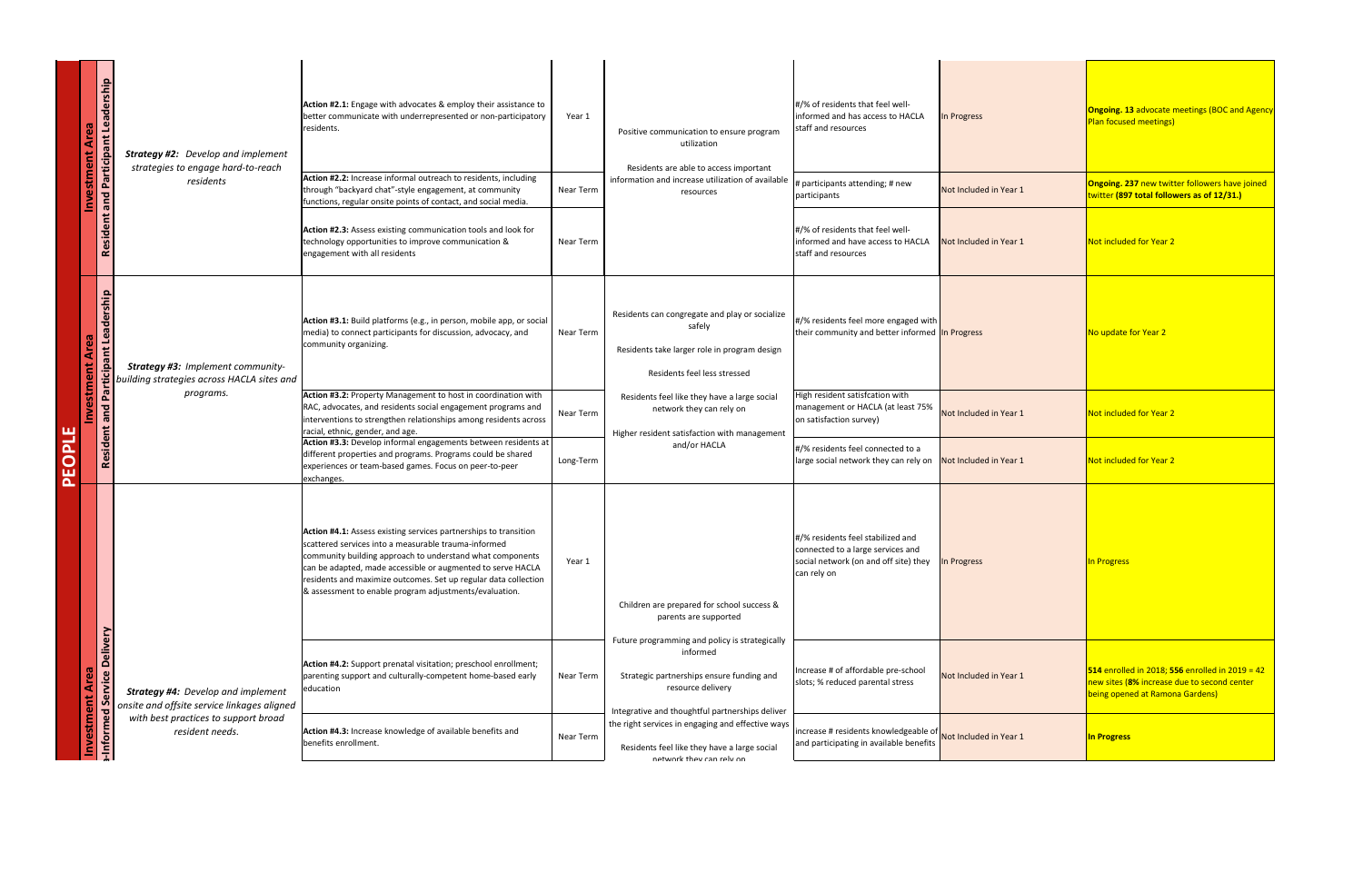| Category | Investment Area | Strategy | Action | Timeline | Outcomes | Metrics | Year 1 Status | Year 2 Status |
|---|---|---|---|---|---|---|---|---|
| PEOPLE | Investment Area: Resident and Participant Leadership | ***Strategy #2:*** *Develop and implement strategies to engage hard-to-reach residents* | **Action #2.1:** Engage with advocates & employ their assistance to better communicate with underrepresented or non-participatory residents. | Year 1 | Positive communication to ensure program utilization<br><br>Residents are able to access important information and increase utilization of available resources | #/% of residents that feel well-informed and has access to HACLA staff and resources | In Progress | **Ongoing. 13** advocate meetings (BOC and Agency Plan focused meetings) |
| | | | **Action #2.2:** Increase informal outreach to residents, including through "backyard chat"-style engagement, at community functions, regular onsite points of contact, and social media. | Near Term | | # participants attending; # new participants | Not Included in Year 1 | **Ongoing. 237** new twitter followers have joined twitter **(897 total followers as of 12/31.)** |
| | | | **Action #2.3:** Assess existing communication tools and look for technology opportunities to improve communication & engagement with all residents | Near Term | | #/% of residents that feel well-informed and have access to HACLA staff and resources | Not Included in Year 1 | Not included for Year 2 |
| | Investment Area: Resident and Participant Leadership | ***Strategy #3:*** *Implement community-building strategies across HACLA sites and programs.* | **Action #3.1:** Build platforms (e.g., in person, mobile app, or social media) to connect participants for discussion, advocacy, and community organizing. | Near Term | Residents can congregate and play or socialize safely<br><br>Residents take larger role in program design<br><br>Residents feel less stressed<br><br>Residents feel like they have a large social network they can rely on<br><br>Higher resident satisfaction with management and/or HACLA | #/% residents feel more engaged with their community and better informed | In Progress | No update for Year 2 |
| | | | **Action #3.2:** Property Management to host in coordination with RAC, advocates, and residents social engagement programs and interventions to strengthen relationships among residents across racial, ethnic, gender, and age. | Near Term | | High resident satisfcation with management or HACLA (at least 75% on satisfaction survey) | Not Included in Year 1 | Not included for Year 2 |
| | | | **Action #3.3:** Develop informal engagements between residents at different properties and programs. Programs could be shared experiences or team-based games. Focus on peer-to-peer exchanges. | Long-Term | | #/% residents feel connected to a large social network they can rely on | Not Included in Year 1 | Not included for Year 2 |
| | Investment Area: ...-Informed Service Delivery | ***Strategy #4:*** *Develop and implement onsite and offsite service linkages aligned with best practices to support broad resident needs.* | **Action #4.1:** Assess existing services partnerships to transition scattered services into a measurable trauma-informed community building approach to understand what components can be adapted, made accessible or augmented to serve HACLA residents and maximize outcomes. Set up regular data collection & assessment to enable program adjustments/evaluation. | Year 1 | Children are prepared for school success & parents are supported<br><br>Future programming and policy is strategically informed<br><br>Strategic partnerships ensure funding and resource delivery<br><br>Integrative and thoughtful partnerships deliver the right services in engaging and effective ways<br><br>Residents feel like they have a large social network they can rely on | #/% residents feel stabilized and connected to a large services and social network (on and off site) they can rely on | In Progress | In Progress |
| | | | **Action #4.2:** Support prenatal visitation; preschool enrollment; parenting support and culturally-competent home-based early education | Near Term | | Increase # of affordable pre-school slots; % reduced parental stress | Not Included in Year 1 | **514** enrolled in 2018; **556** enrolled in 2019 = 42 new sites (**8%** increase due to second center being opened at Ramona Gardens) |
| | | | **Action #4.3:** Increase knowledge of available benefits and benefits enrollment. | Near Term | | increase # residents knowledgeable of and participating in available benefits | Not Included in Year 1 | **In Progress** |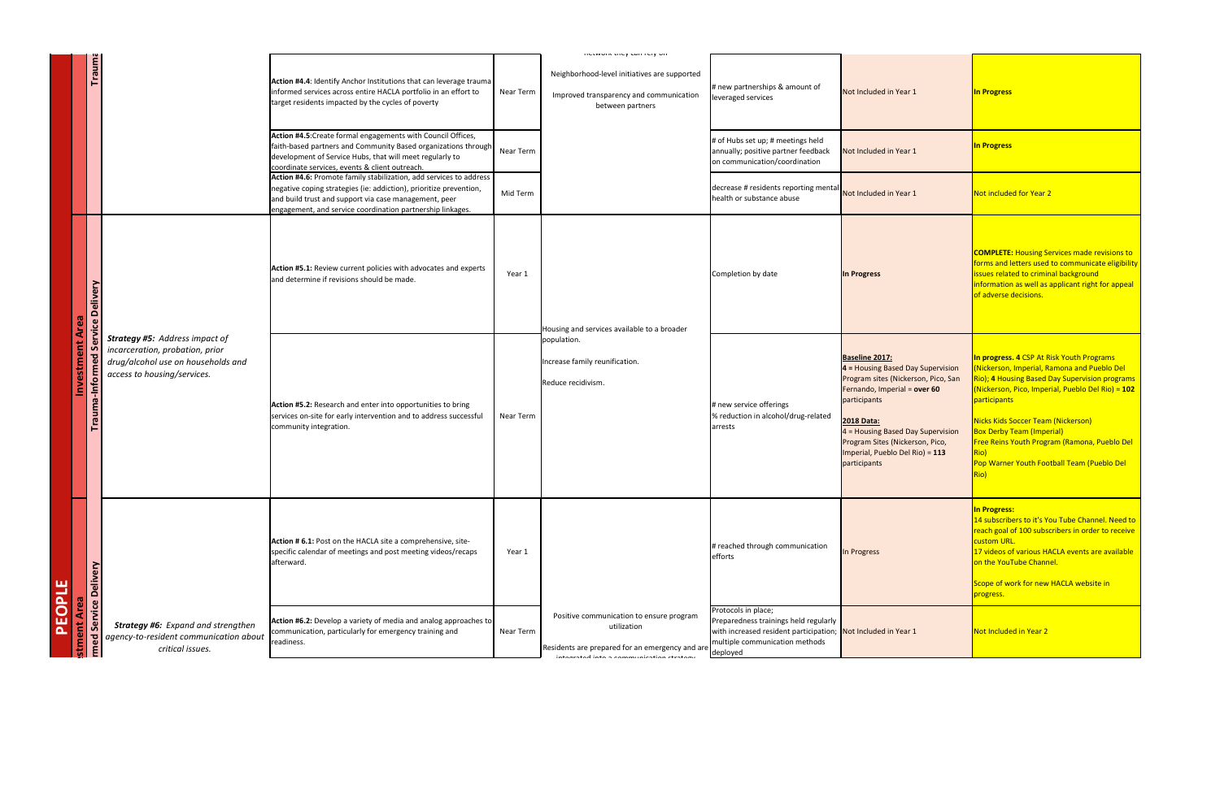| | | | Strategy | Action | Timeframe | Outcome | Metric | Year 1 Status | Year 2 Status |
|---|---|---|---|---|---|---|---|---|---|
| PEOPLE | Investment Area | Trauma-Informed Service Delivery | | **Action #4.4**: Identify Anchor Institutions that can leverage trauma informed services across entire HACLA portfolio in an effort to target residents impacted by the cycles of poverty | Near Term | network they can rely on<br>Neighborhood-level initiatives are supported<br>Improved transparency and communication between partners | # new partnerships & amount of leveraged services | Not Included in Year 1 | **In Progress** |
| | | | | **Action #4.5**:Create formal engagements with Council Offices, faith-based partners and Community Based organizations through development of Service Hubs, that will meet regularly to coordinate services, events & client outreach. | Near Term | | # of Hubs set up; # meetings held annually; positive partner feedback on communication/coordination | Not Included in Year 1 | **In Progress** |
| | | | | **Action #4.6**: Promote family stabilization, add services to address negative coping strategies (ie: addiction), prioritize prevention, and build trust and support via case management, peer engagement, and service coordination partnership linkages. | Mid Term | | decrease # residents reporting mental health or substance abuse | Not Included in Year 1 | Not included for Year 2 |
| | Investment Area | Trauma-Informed Service Delivery | ***Strategy #5:** Address impact of incarceration, probation, prior drug/alcohol use on households and access to housing/services.* | **Action #5.1**: Review current policies with advocates and experts and determine if revisions should be made. | Year 1 | Housing and services available to a broader population.<br>Increase family reunification.<br>Reduce recidivism. | Completion by date | **In Progress** | **COMPLETE:** Housing Services made revisions to forms and letters used to communicate eligibility issues related to criminal background information as well as applicant right for appeal of adverse decisions. |
| | | | | **Action #5.2**: Research and enter into opportunities to bring services on-site for early intervention and to address successful community integration. | Near Term | | # new service offerings<br>% reduction in alcohol/drug-related arrests | **Baseline 2017:**<br>**4** = Housing Based Day Supervision Program sites (Nickerson, Pico, San Fernando, Imperial = **over 60** participants<br><br>**2018 Data:**<br>4 = Housing Based Day Supervision Program Sites (Nickerson, Pico, Imperial, Pueblo Del Rio) = **113** participants | **In progress. 4** CSP At Risk Youth Programs (Nickerson, Imperial, Ramona and Pueblo Del Rio); **4** Housing Based Day Supervision programs (Nickerson, Pico, Imperial, Pueblo Del Rio) = **102** participants<br><br>Nicks Kids Soccer Team (Nickerson)<br>Box Derby Team (Imperial)<br>Free Reins Youth Program (Ramona, Pueblo Del Rio)<br>Pop Warner Youth Football Team (Pueblo Del Rio) |
| | Investment Area | Trauma-Informed Service Delivery | ***Strategy #6:** Expand and strengthen agency-to-resident communication about critical issues.* | **Action # 6.1**: Post on the HACLA site a comprehensive, site-specific calendar of meetings and post meeting videos/recaps afterward. | Year 1 | Positive communication to ensure program utilization<br>Residents are prepared for an emergency and are integrated into a communication strategy | # reached through communication efforts | In Progress | **In Progress:**<br>14 subscribers to it's You Tube Channel. Need to reach goal of 100 subscribers in order to receive custom URL.<br>17 videos of various HACLA events are available on the YouTube Channel.<br><br>Scope of work for new HACLA website in progress. |
| | | | | **Action #6.2**: Develop a variety of media and analog approaches to communication, particularly for emergency training and readiness. | Near Term | | Protocols in place; Preparedness trainings held regularly with increased resident participation; multiple communication methods deployed | Not Included in Year 1 | Not Included in Year 2 |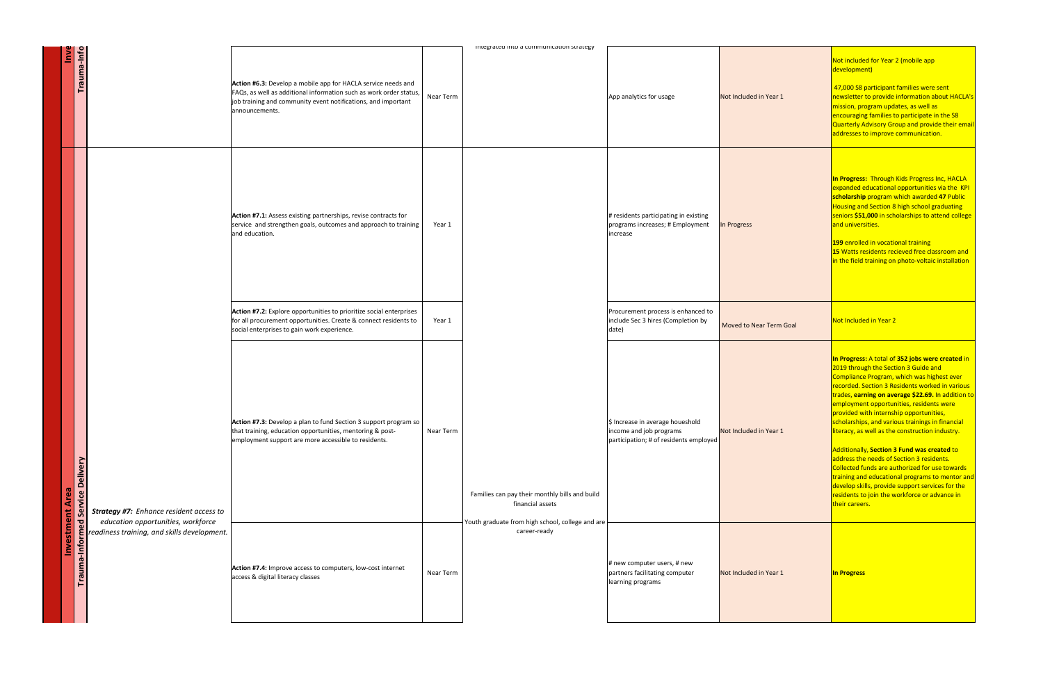| Investment Area | Service Delivery | Strategy | Action | Timeline | Outcome | Metrics | Year 1 Status | Year 2 Status |
|---|---|---|---|---|---|---|---|---|
| Inve | Trauma-Info | | **Action #6.3:** Develop a mobile app for HACLA service needs and FAQs, as well as additional information such as work order status, job training and community event notifications, and important announcements. | Near Term | integrated into a communication strategy | App analytics for usage | Not Included in Year 1 | Not included for Year 2 (mobile app development)<br><br>47,000 S8 participant families were sent newsletter to provide information about HACLA's mission, program updates, as well as encouraging families to participate in the S8 Quarterly Advisory Group and provide their email addresses to improve communication. |
| Investment Area | Trauma-Informed Service Delivery | ***Strategy #7:** Enhance resident access to education opportunities, workforce readiness training, and skills development.* | **Action #7.1:** Assess existing partnerships, revise contracts for service and strengthen goals, outcomes and approach to training and education. | Year 1 | Families can pay their monthly bills and build financial assets<br><br>Youth graduate from high school, college and are career-ready | # residents participating in existing programs increases; # Employment increase | In Progress | **In Progress:** Through Kids Progress Inc, HACLA expanded educational opportunities via the KPI **scholarship** program which awarded **47** Public Housing and Section 8 high school graduating seniors **$51,000** in scholarships to attend college and universities.<br><br>**199** enrolled in vocational training<br>**15** Watts residents recieved free classroom and in the field training on photo-voltaic installation |
| | | | **Action #7.2:** Explore opportunities to prioritize social enterprises for all procurement opportunities. Create & connect residents to social enterprises to gain work experience. | Year 1 | | Procurement process is enhanced to include Sec 3 hires (Completion by date) | Moved to Near Term Goal | Not Included in Year 2 |
| | | | **Action #7.3:** Develop a plan to fund Section 3 support program so that training, education opportunities, mentoring & post-employment support are more accessible to residents. | Near Term | | $ Increase in average houeshold income and job programs participation; # of residents employed | Not Included in Year 1 | **In Progress:** A total of **352 jobs were created** in 2019 through the Section 3 Guide and Compliance Program, which was highest ever recorded. Section 3 Residents worked in various trades, **earning on average $22.69.** In addition to employment opportunities, residents were provided with internship opportunities, scholarships, and various trainings in financial literacy, as well as the construction industry.<br><br>Additionally, **Section 3 Fund was created** to address the needs of Section 3 residents. Collected funds are authorized for use towards training and educational programs to mentor and develop skills, provide support services for the residents to join the workforce or advance in their careers. |
| | | | **Action #7.4:** Improve access to computers, low-cost internet access & digital literacy classes | Near Term | | # new computer users, # new partners facilitating computer learning programs | Not Included in Year 1 | **In Progress** |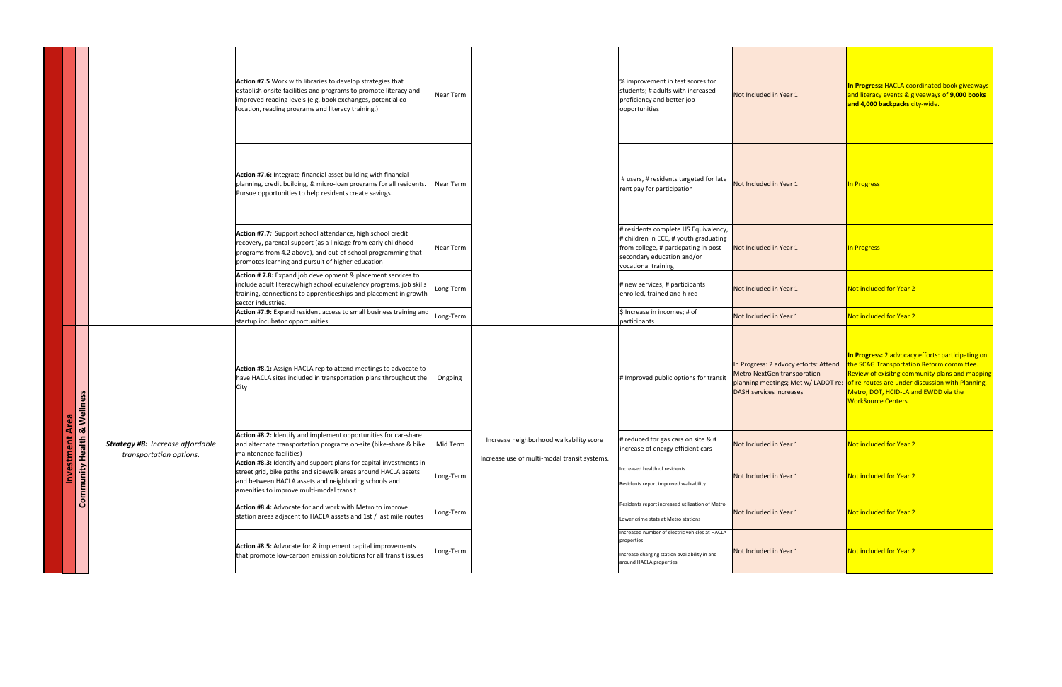| Investment Area | Focus Area | Strategy | Action | Timeframe | Outcome | Metrics | Year 1 | Year 2 |
|---|---|---|---|---|---|---|---|---|
| | | | **Action #7.5** Work with libraries to develop strategies that establish onsite facilities and programs to promote literacy and improved reading levels (e.g. book exchanges, potential co-location, reading programs and literacy training.) | Near Term | | % improvement in test scores for students; # adults with increased proficiency and better job opportunities | Not Included in Year 1 | **In Progress:** HACLA coordinated book giveaways and literacy events & giveaways of **9,000 books and 4,000 backpacks** city-wide. |
| | | | **Action #7.6:** Integrate financial asset building with financial planning, credit building, & micro-loan programs for all residents. Pursue opportunities to help residents create savings. | Near Term | | # users, # residents targeted for late rent pay for participation | Not Included in Year 1 | In Progress |
| | | | **Action #7.7:** Support school attendance, high school credit recovery, parental support (as a linkage from early childhood programs from 4.2 above), and out-of-school programming that promotes learning and pursuit of higher education | Near Term | | # residents complete HS Equivalency, # children in ECE, # youth graduating from college, # particpating in post-secondary education and/or vocational training | Not Included in Year 1 | In Progress |
| | | | **Action # 7.8:** Expand job development & placement services to include adult literacy/high school equivalency programs, job skills training, connections to apprenticeships and placement in growth-sector industries. | Long-Term | | # new services, # participants enrolled, trained and hired | Not Included in Year 1 | Not included for Year 2 |
| | | | **Action #7.9:** Expand resident access to small business training and startup incubator opportunities | Long-Term | | $ Increase in incomes; # of participants | Not Included in Year 1 | Not included for Year 2 |
| Investment Area | Community Health & Wellness | *Strategy #8: Increase affordable transportation options.* | **Action #8.1:** Assign HACLA rep to attend meetings to advocate to have HACLA sites included in transportation plans throughout the City | Ongoing | | # Improved public options for transit | In Progress: 2 advocacy efforts: Attend Metro NextGen transporation planning meetings; Met w/ LADOT re: DASH services increases | **In Progress:** 2 advocacy efforts: participating on the SCAG Transportation Reform committee. Review of exisitng community plans and mapping of re-routes are under discussion with Planning, Metro, DOT, HCID-LA and EWDD via the WorkSource Centers |
| | | | **Action #8.2:** Identify and implement opportunities for car-share and alternate transportation programs on-site (bike-share & bike maintenance facilities) | Mid Term | Increase neighborhood walkability score<br><br>Increase use of multi-modal transit systems. | # reduced for gas cars on site & # increase of energy efficient cars | Not Included in Year 1 | Not included for Year 2 |
| | | | **Action #8.3:** Identify and support plans for capital investments in street grid, bike paths and sidewalk areas around HACLA assets and between HACLA assets and neighboring schools and amenities to improve multi-modal transit | Long-Term | | Increased health of residents<br><br>Residents report improved walkability | Not Included in Year 1 | Not included for Year 2 |
| | | | **Action #8.4:** Advocate for and work with Metro to improve station areas adjacent to HACLA assets and 1st / last mile routes | Long-Term | | Residents report increased utilization of Metro<br><br>Lower crime stats at Metro stations | Not Included in Year 1 | Not included for Year 2 |
| | | | **Action #8.5:** Advocate for & implement capital improvements that promote low-carbon emission solutions for all transit issues | Long-Term | | Increased number of electric vehicles at HACLA properties<br><br>Increase charging station availability in and around HACLA properties | Not Included in Year 1 | Not included for Year 2 |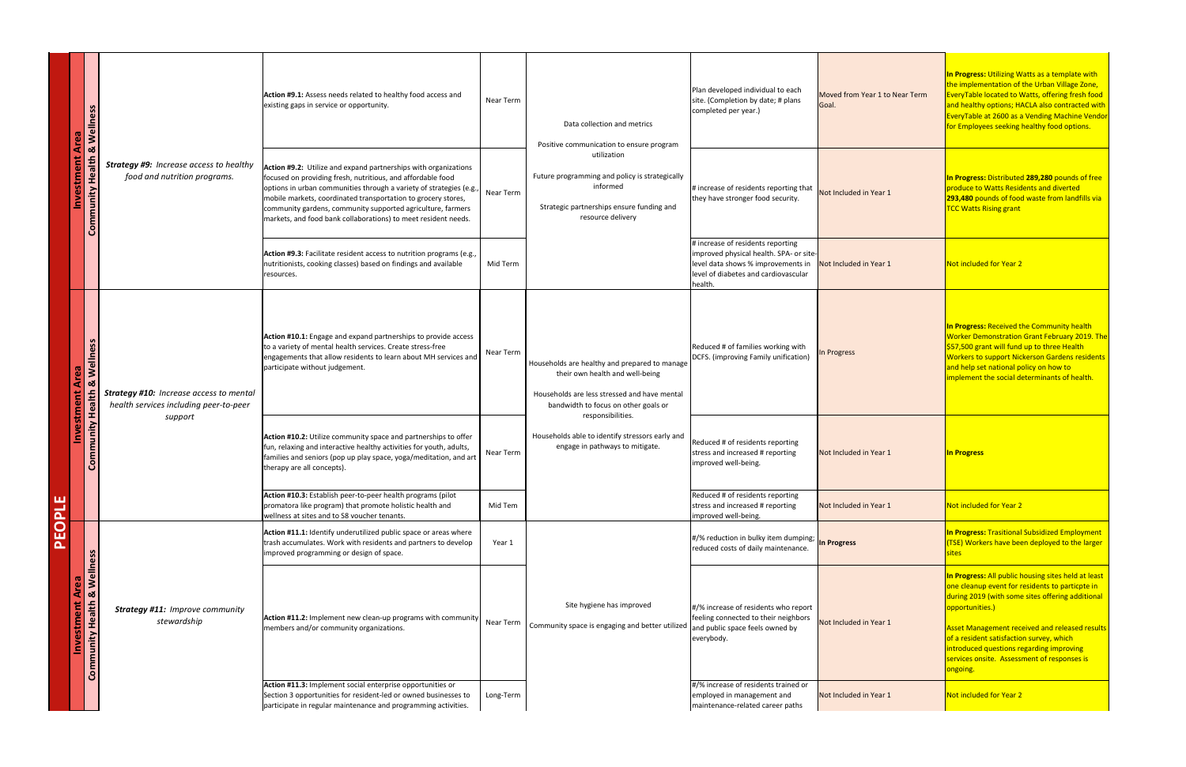| | | | | | | | | |
|---|---|---|---|---|---|---|---|---|
| PEOPLE | Investment Area: Community Health & Wellness | *Strategy #9: Increase access to healthy food and nutrition programs.* | **Action #9.1:** Assess needs related to healthy food access and existing gaps in service or opportunity. | Near Term | Data collection and metrics<br><br>Positive communication to ensure program utilization<br><br>Future programming and policy is strategically informed<br><br>Strategic partnerships ensure funding and resource delivery | Plan developed individual to each site. (Completion by date; # plans completed per year.) | Moved from Year 1 to Near Term Goal. | **In Progress:** Utilizing Watts as a template with the implementation of the Urban Village Zone, EveryTable located to Watts, offering fresh food and healthy options; HACLA also contracted with EveryTable at 2600 as a Vending Machine Vendor for Employees seeking healthy food options. |
| | | | **Action #9.2:** Utilize and expand partnerships with organizations focused on providing fresh, nutritious, and affordable food options in urban communities through a variety of strategies (e.g., mobile markets, coordinated transportation to grocery stores, community gardens, community supported agriculture, farmers markets, and food bank collaborations) to meet resident needs. | Near Term | | # increase of residents reporting that they have stronger food security. | Not Included in Year 1 | **In Progress:** Distributed **289,280** pounds of free produce to Watts Residents and diverted **293,480** pounds of food waste from landfills via TCC Watts Rising grant |
| | | | **Action #9.3:** Facilitate resident access to nutrition programs (e.g., nutritionists, cooking classes) based on findings and available resources. | Mid Term | | # increase of residents reporting improved physical health. SPA- or site-level data shows % improvements in level of diabetes and cardiovascular health. | Not Included in Year 1 | Not included for Year 2 |
| | Investment Area: Community Health & Wellness | *Strategy #10: Increase access to mental health services including peer-to-peer support* | **Action #10.1:** Engage and expand partnerships to provide access to a variety of mental health services. Create stress-free engagements that allow residents to learn about MH services and participate without judgement. | Near Term | Households are healthy and prepared to manage their own health and well-being<br><br>Households are less stressed and have mental bandwidth to focus on other goals or responsibilities.<br><br>Households able to identify stressors early and engage in pathways to mitigate. | Reduced # of families working with DCFS. (improving Family unification) | In Progress | **In Progress:** Received the Community health Worker Demonstration Grant February 2019. The $57,500 grant will fund up to three Health Workers to support Nickerson Gardens residents and help set national policy on how to implement the social determinants of health. |
| | | | **Action #10.2:** Utilize community space and partnerships to offer fun, relaxing and interactive healthy activities for youth, adults, families and seniors (pop up play space, yoga/meditation, and art therapy are all concepts). | Near Term | | Reduced # of residents reporting stress and increased # reporting improved well-being. | Not Included in Year 1 | **In Progress** |
| | | | **Action #10.3:** Establish peer-to-peer health programs (pilot promatora like program) that promote holistic health and wellness at sites and to S8 voucher tenants. | Mid Tem | | Reduced # of residents reporting stress and increased # reporting improved well-being. | Not Included in Year 1 | Not included for Year 2 |
| | Investment Area: Community Health & Wellness | *Strategy #11: Improve community stewardship* | **Action #11.1:** Identify underutilized public space or areas where trash accumulates. Work with residents and partners to develop improved programming or design of space. | Year 1 | Site hygiene has improved<br><br>Community space is engaging and better utilized | #/% reduction in bulky item dumping; reduced costs of daily maintenance. | **In Progress** | **In Progress:** Trasitional Subsidized Employment (TSE) Workers have been deployed to the larger sites |
| | | | **Action #11.2:** Implement new clean-up programs with community members and/or community organizations. | Near Term | | #/% increase of residents who report feeling connected to their neighbors and public space feels owned by everybody. | Not Included in Year 1 | **In Progress:** All public housing sites held at least one cleanup event for residents to particpte in during 2019 (with some sites offering additional opportunities.)<br><br>Asset Management received and released results of a resident satisfaction survey, which introduced questions regarding improving services onsite. Assessment of responses is ongoing. |
| | | | **Action #11.3:** Implement social enterprise opportunities or Section 3 opportunities for resident-led or owned businesses to participate in regular maintenance and programming activities. | Long-Term | | #/% increase of residents trained or employed in management and maintenance-related career paths | Not Included in Year 1 | Not included for Year 2 |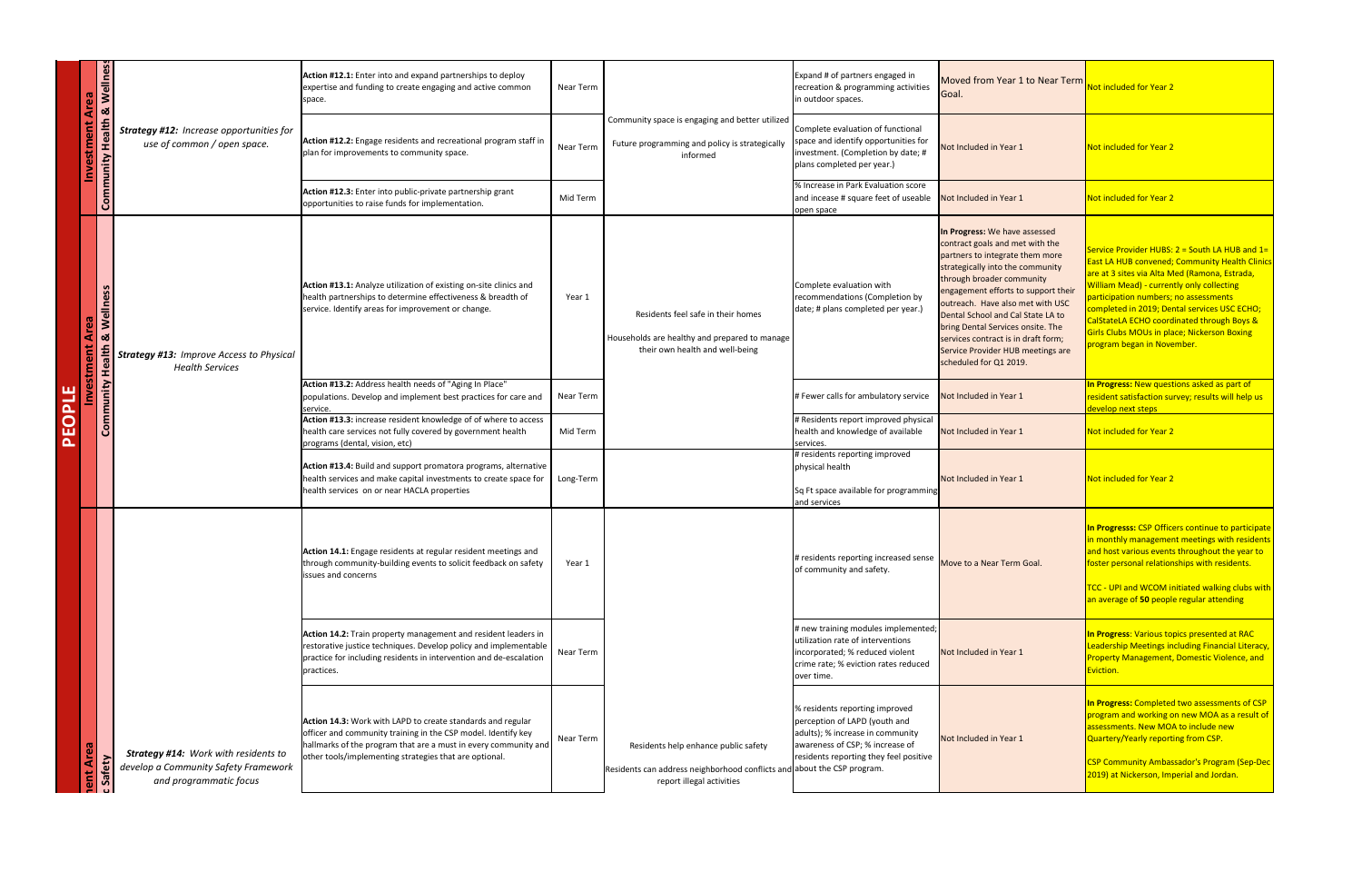| Section | Investment Area | Strategy | Action | Timeframe | Outcome | Metric | Year 1 Status | Year 2 Status |
|---|---|---|---|---|---|---|---|---|
| PEOPLE | Investment Area Community Health & Wellness | ***Strategy #12:*** *Increase opportunities for use of common / open space.* | **Action #12.1:** Enter into and expand partnerships to deploy expertise and funding to create engaging and active common space. | Near Term | Community space is engaging and better utilized<br><br>Future programming and policy is strategically informed | Expand # of partners engaged in recreation & programming activities in outdoor spaces. | Moved from Year 1 to Near Term Goal. | Not included for Year 2 |
| | | | **Action #12.2:** Engage residents and recreational program staff in plan for improvements to community space. | Near Term | | Complete evaluation of functional space and identify opportunities for investment. (Completion by date; # plans completed per year.) | Not Included in Year 1 | Not included for Year 2 |
| | | | **Action #12.3:** Enter into public-private partnership grant opportunities to raise funds for implementation. | Mid Term | | % Increase in Park Evaluation score and incease # square feet of useable open space | Not Included in Year 1 | Not included for Year 2 |
| | Investment Area Community Health & Wellness | ***Strategy #13:*** *Improve Access to Physical Health Services* | **Action #13.1:** Analyze utilization of existing on-site clinics and health partnerships to determine effectiveness & breadth of service. Identify areas for improvement or change. | Year 1 | Residents feel safe in their homes<br><br>Households are healthy and prepared to manage their own health and well-being | Complete evaluation with recommendations (Completion by date; # plans completed per year.) | **In Progress:** We have assessed contract goals and met with the partners to integrate them more strategically into the community through broader community engagement efforts to support their outreach. Have also met with USC Dental School and Cal State LA to bring Dental Services onsite. The services contract is in draft form; Service Provider HUB meetings are scheduled for Q1 2019. | Service Provider HUBS: 2 = South LA HUB and 1= East LA HUB convened; Community Health Clinics are at 3 sites via Alta Med (Ramona, Estrada, William Mead) - currently only collecting participation numbers; no assessments completed in 2019; Dental services USC ECHO; CalStateLA ECHO coordinated through Boys & Girls Clubs MOUs in place; Nickerson Boxing program began in November. |
| | | | **Action #13.2:** Address health needs of "Aging In Place" populations. Develop and implement best practices for care and service. | Near Term | | # Fewer calls for ambulatory service | Not Included in Year 1 | **In Progress:** New questions asked as part of resident satisfaction survey; results will help us develop next steps |
| | | | **Action #13.3:** increase resident knowledge of of where to access health care services not fully covered by government health programs (dental, vision, etc) | Mid Term | | # Residents report improved physical health and knowledge of available services. | Not Included in Year 1 | Not included for Year 2 |
| | | | **Action #13.4:** Build and support promatora programs, alternative health services and make capital investments to create space for health services on or near HACLA properties | Long-Term | | # residents reporting improved physical health<br><br>Sq Ft space available for programming and services | Not Included in Year 1 | Not included for Year 2 |
| | Investment Area Public Safety | ***Strategy #14:*** *Work with residents to develop a Community Safety Framework and programmatic focus* | **Action 14.1:** Engage residents at regular resident meetings and through community-building events to solicit feedback on safety issues and concerns | Year 1 | Residents help enhance public safety<br><br>Residents can address neighborhood conflicts and report illegal activities | # residents reporting increased sense of community and safety. | Move to a Near Term Goal. | **In Progresss:** CSP Officers continue to participate in monthly management meetings with residents and host various events throughout the year to foster personal relationships with residents.<br><br>TCC - UPI and WCOM initiated walking clubs with an average of **50** people regular attending |
| | | | **Action 14.2:** Train property management and resident leaders in restorative justice techniques. Develop policy and implementable practice for including residents in intervention and de-escalation practices. | Near Term | | # new training modules implemented; utilization rate of interventions incorporated; % reduced violent crime rate; % eviction rates reduced over time. | Not Included in Year 1 | **In Progress**: Various topics presented at RAC Leadership Meetings including Financial Literacy, Property Management, Domestic Violence, and Eviction. |
| | | | **Action 14.3:** Work with LAPD to create standards and regular officer and community training in the CSP model. Identify key hallmarks of the program that are a must in every community and other tools/implementing strategies that are optional. | Near Term | | % residents reporting improved perception of LAPD (youth and adults); % increase in community awareness of CSP; % increase of residents reporting they feel positive about the CSP program. | Not Included in Year 1 | **In Progress:** Completed two assessments of CSP program and working on new MOA as a result of assessments. New MOA to include new Quarterly/Yearly reporting from CSP.<br><br>CSP Community Ambassador's Program (Sep-Dec 2019) at Nickerson, Imperial and Jordan. |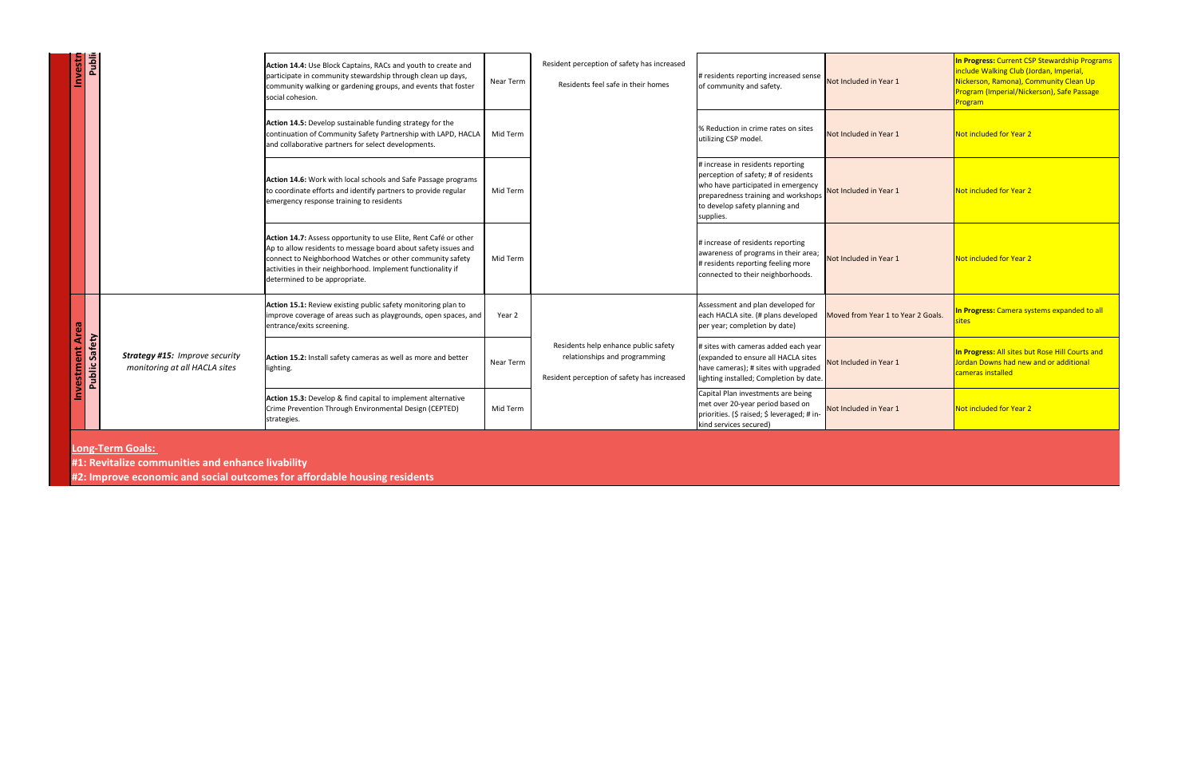| | | | Action | Timeframe | Outcome | Metric | Year 1 Status | Year 2 Status |
|---|---|---|---|---|---|---|---|---|
| Investment Area | Public Safety | | **Action 14.4:** Use Block Captains, RACs and youth to create and participate in community stewardship through clean up days, community walking or gardening groups, and events that foster social cohesion. | Near Term | Resident perception of safety has increased<br><br>Residents feel safe in their homes | # residents reporting increased sense of community and safety. | Not Included in Year 1 | **In Progress:** Current CSP Stewardship Programs include Walking Club (Jordan, Imperial, Nickerson, Ramona), Community Clean Up Program (Imperial/Nickerson), Safe Passage Program |
| | | | **Action 14.5:** Develop sustainable funding strategy for the continuation of Community Safety Partnership with LAPD, HACLA and collaborative partners for select developments. | Mid Term | | % Reduction in crime rates on sites utilizing CSP model. | Not Included in Year 1 | Not included for Year 2 |
| | | | **Action 14.6:** Work with local schools and Safe Passage programs to coordinate efforts and identify partners to provide regular emergency response training to residents | Mid Term | | # increase in residents reporting perception of safety; # of residents who have participated in emergency preparedness training and workshops to develop safety planning and supplies. | Not Included in Year 1 | Not included for Year 2 |
| | | | **Action 14.7:** Assess opportunity to use Elite, Rent Café or other Ap to allow residents to message board about safety issues and connect to Neighborhood Watches or other community safety activities in their neighborhood. Implement functionality if determined to be appropriate. | Mid Term | | # increase of residents reporting awareness of programs in their area; # residents reporting feeling more connected to their neighborhoods. | Not Included in Year 1 | Not included for Year 2 |
| Investment Area | Public Safety | *Strategy #15: Improve security monitoring at all HACLA sites* | **Action 15.1:** Review existing public safety monitoring plan to improve coverage of areas such as playgrounds, open spaces, and entrance/exits screening. | Year 2 | Residents help enhance public safety relationships and programming<br><br>Resident perception of safety has increased | Assessment and plan developed for each HACLA site. (# plans developed per year; completion by date) | Moved from Year 1 to Year 2 Goals. | **In Progress:** Camera systems expanded to all sites |
| | | | **Action 15.2:** Install safety cameras as well as more and better lighting. | Near Term | | # sites with cameras added each year (expanded to ensure all HACLA sites have cameras); # sites with upgraded lighting installed; Completion by date. | Not Included in Year 1 | **In Progress:** All sites but Rose Hill Courts and Jordan Downs had new and or additional cameras installed |
| | | | **Action 15.3:** Develop & find capital to implement alternative Crime Prevention Through Environmental Design (CEPTED) strategies. | Mid Term | | Capital Plan investments are being met over 20-year period based on priorities. ($ raised; $ leveraged; # in-kind services secured) | Not Included in Year 1 | Not included for Year 2 |

**Long-Term Goals:**

**#1: Revitalize communities and enhance livability**

**#2: Improve economic and social outcomes for affordable housing residents**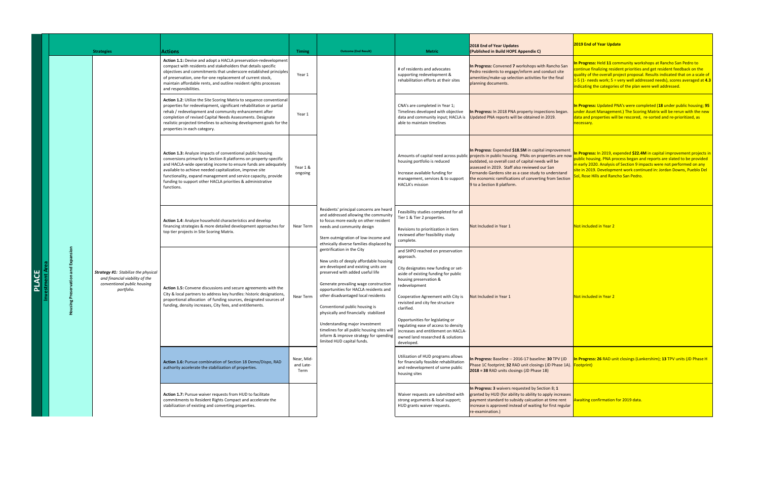| PLACE | Investment Area | Strategies | | Actions | Timing | Outcome (End Result) | Metric | 2018 End of Year Updates (Published in Build HOPE Appendix C) | 2019 End of Year Update |
|---|---|---|---|---|---|---|---|---|---|
| PLACE | Investment Area | Housing Preservation and Expansion | *Strategy #1: Stabilize the physical and financial viability of the conventional public housing portfolio.* | **Action 1.1:** Devise and adopt a HACLA preservation-redevelopment compact with residents and stakeholders that details specific objectives and commitments that underscore established principles of preservation, one-for-one replacement of current stock, maintain affordable rents, and outline resident rights processes and responsibilities. | Year 1 | Residents' principal concerns are heard and addressed allowing the community to focus more easily on other resident needs and community design<br><br>Stem outmigration of low-income and ethnically diverse families displaced by gentrification in the City<br><br>New units of deeply affordable housing are developed and existing units are preserved with added useful life<br><br>Generate prevailing wage construction opportunities for HACLA residents and other disadvantaged local residents<br><br>Conventional public housing is physically and financially stabilized<br><br>Understanding major investment timelines for all public housing sites will inform & improve strategy for spending limited HUD capital funds. | # of residents and advocates supporting redevelopment & rehabilitation efforts at their sites | **In Progress:** Convened **7** workshops with Rancho San Pedro residents to engage/inform and conduct site amenities/make-up selection activities for the final planning documents. | **In Progress:** Held **11** community workshops at Rancho San Pedro to continue finalizing resident priorities and get resident feedback on the quality of the overall project proposal. Results indicated that on a scale of 1-5 (1- needs work; 5 = very well addressed needs), scores averaged at **4.3** indicating the categories of the plan were well addressed. |
| | | | | **Action 1.2**: Utilize the Site Scoring Matrix to sequence conventional properties for redevelopment, significant rehabilitation or partial rehab / redevelopment and community enhancement after completion of revised Capital Needs Assessments. Designate realistic projected timelines to achieving development goals for the properties in each category. | Year 1 | | CNA's are completed in Year 1; Timelines developed with objective data and community input; HACLA is able to maintain timelines | **In Progress:** In 2018 PNA property inspections began. Updated PNA reports will be obtained in 2019. | **In Progress:** Updated PNA's were completed (**18** under public housing; **95** under Asset Management.) The Scoring Matrix will be rerun with the new data and properties will be rescored, re-sorted and re-prioritized, as necessary. |
| | | | | **Action 1.3:** Analyze impacts of conventional public housing conversions primarily to Section 8 platforms on property-specific and HACLA-wide operating income to ensure funds are adequately available to achieve needed capitalization, improve site functionality, expand management and service capacity, provide funding to support other HACLA priorities & administrative functions. | Year 1 & ongoing | | Amounts of capital need across public housing portfolio is reduced<br><br>Increase available funding for management, services & to support HACLA's mission | **In Progress**: Expended **$18.5M** in capital improvement projects in public housing. PNAs on properties are now outdated, so overall cost of capital needs will be assessed in 2019. Staff also reviewed our San Fernando Gardens site as a case study to understand the economic ramifications of converting from Section 9 to a Section 8 platform. | **In Progress:** In 2019, expended **$22.4M** in capital improvement projects in public housing. PNA process began and reports are slated to be provided in early 2020. Analysis of Section 9 impacts were not performed on any site in 2019. Development work continued in: Jordan Downs, Pueblo Del Sol, Rose Hills and Rancho San Pedro. |
| | | | | **Action 1.4**: Analyze household characteristics and develop financing strategies & more detailed development approaches for top tier projects in Site Scoring Matrix. | Near Term | | Feasibility studies completed for all Tier 1 & Tier 2 properties.<br><br>Revisions to prioritization in tiers reviewed after feasibility study complete. | Not Included in Year 1 | Not included in Year 2 |
| | | | | **Action 1.5:** Convene discussions and secure agreements with the City & local partners to address key hurdles: historic designations, proportional allocation of funding sources, designated sources of funding, density increases, City fees, and entitlements. | Near Term | | and SHPO reached on preservation approach.<br><br>City designates new funding or set-aside of existing funding for public housing preservation & redevelopment<br><br>Cooperative Agreement with City is revisited and city fee structure clarified.<br><br>Opportunities for legislating or regulating ease of access to density increases and entitlement on HACLA-owned land researched & solutions developed. | Not Included in Year 1 | Not included in Year 2 |
| | | | | **Action 1.6:** Pursue combination of Section 18 Demo/Dispo, RAD authority accelerate the stabilization of properties. | Near, Mid- and Late-Term | | Utilization of HUD programs allows for financially feasible rehabilitation and redevelopment of some public housing sites | **In Progress:** Baseline -- 2016-17 baseline: **30** TPV (JD Phase 1C footprint; **32** RAD unit closings (JD Phase 1A). **2018 = 38** RAD units closings (JD Phase 1B) | **In Progress: 26** RAD unit closings (Lankershim); **13** TPV units (JD Phase H Footprint) |
| | | | | **Action 1.7:** Pursue waiver requests from HUD to facilitate commitments to Resident Rights Compact and accelerate the stabilization of existing and converting properties. | | | Waiver requests are submitted with strong arguments & local support; HUD grants waiver requests. | **In Progress: 3** waivers requested by Section 8; **1** granted by HUD (for ability to ability to apply increases payment standard to subsidy calcuation at time rent increase is approved instead of waiting for first regular re-examination.) | Awaiting confirmation for 2019 data. |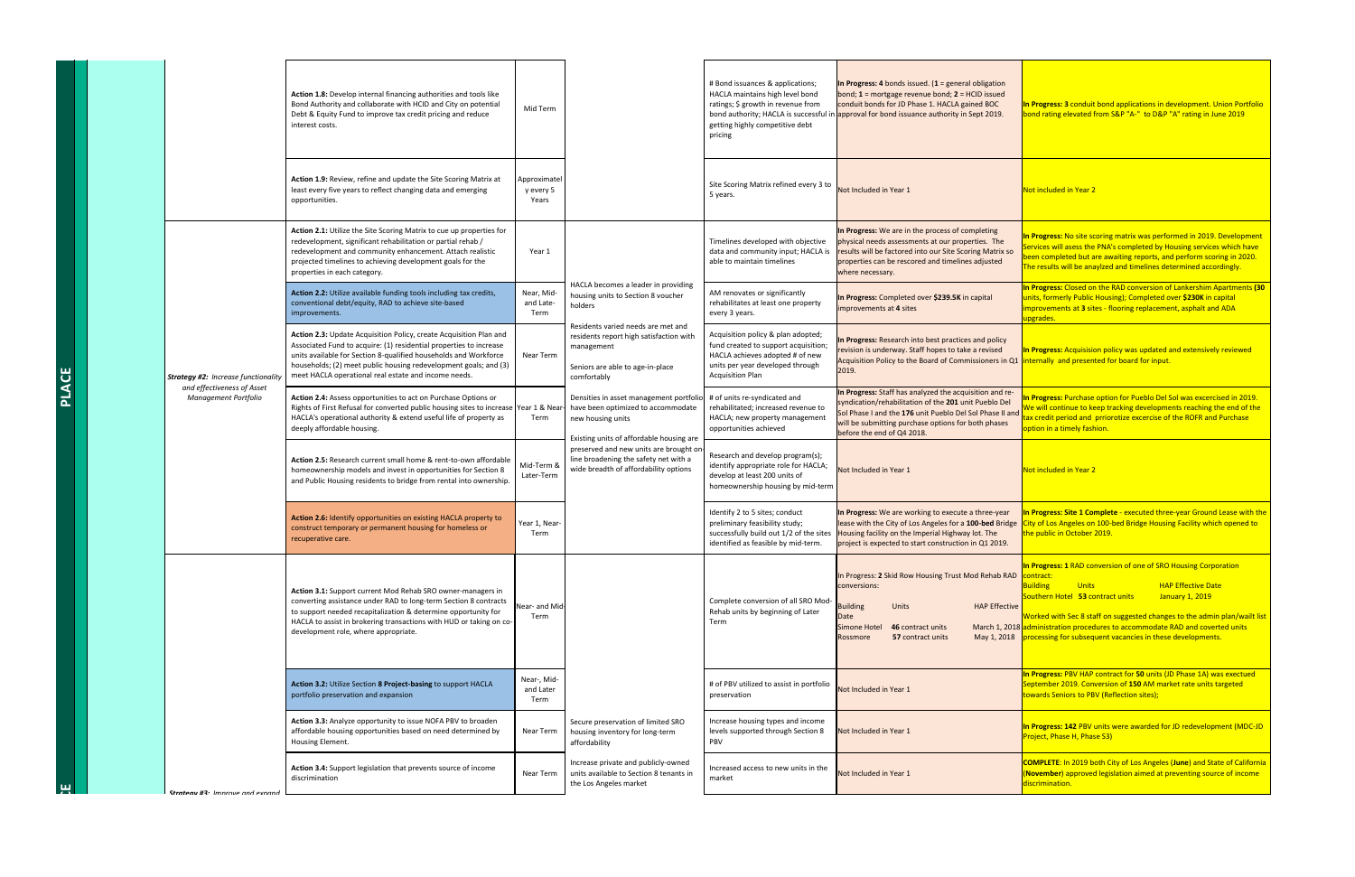| Goal | Strategy | Action | Timeframe | Outcomes | Metrics | Year 1 Status | Year 2 Status |
|---|---|---|---|---|---|---|---|
| PLACE | | **Action 1.8:** Develop internal financing authorities and tools like Bond Authority and collaborate with HCID and City on potential Debt & Equity Fund to improve tax credit pricing and reduce interest costs. | Mid Term | | # Bond issuances & applications; HACLA maintains high level bond ratings; $ growth in revenue from bond authority; HACLA is successful in getting highly competitive debt pricing | **In Progress: 4** bonds issued. (**1** = general obligation bond; **1** = mortgage revenue bond; **2** = HCID issued conduit bonds for JD Phase 1. HACLA gained BOC approval for bond issuance authority in Sept 2019. | **In Progress: 3** conduit bond applications in development. Union Portfolio bond rating elevated from S&P "A-" to D&P "A" rating in June 2019 |
| | | **Action 1.9:** Review, refine and update the Site Scoring Matrix at least every five years to reflect changing data and emerging opportunities. | Approximately every 5 Years | | Site Scoring Matrix refined every 3 to 5 years. | Not Included in Year 1 | Not included in Year 2 |
| | ***Strategy #2:** Increase functionality and effectiveness of Asset Management Portfolio* | **Action 2.1:** Utilize the Site Scoring Matrix to cue up properties for redevelopment, significant rehabilitation or partial rehab / redevelopment and community enhancement. Attach realistic projected timelines to achieving development goals for the properties in each category. | Year 1 | HACLA becomes a leader in providing housing units to Section 8 voucher holders<br><br>Residents varied needs are met and residents report high satisfaction with management<br><br>Seniors are able to age-in-place comfortably<br><br>Densities in asset management portfolio have been optimized to accommodate new housing units<br><br>Existing units of affordable housing are preserved and new units are brought on-line broadening the safety net with a wide breadth of affordability options | Timelines developed with objective data and community input; HACLA is able to maintain timelines | **In Progress:** We are in the process of completing physical needs assessments at our properties. The results will be factored into our Site Scoring Matrix so properties can be rescored and timelines adjusted where necessary. | **In Progress:** No site scoring matrix was performed in 2019. Development Services will asess the PNA's completed by Housing services which have been completed but are awaiting reports, and perform scoring in 2020. The results will be anaylzed and timelines determined accordingly. |
| | | **Action 2.2:** Utilize available funding tools including tax credits, conventional debt/equity, RAD to achieve site-based improvements. | Near, Mid- and Late-Term | | AM renovates or significantly rehabilitates at least one property every 3 years. | **In Progress:** Completed over **$239.5K** in capital improvements at **4** sites | **In Progress:** Closed on the RAD conversion of Lankershim Apartments **(30** units, formerly Public Housing); Completed over **$230K** in capital improvements at **3** sites - flooring replacement, asphalt and ADA upgrades. |
| | | **Action 2.3:** Update Acquisition Policy, create Acquisition Plan and Associated Fund to acquire: (1) residential properties to increase units available for Section 8-qualified households and Workforce households; (2) meet public housing redevelopment goals; and (3) meet HACLA operational real estate and income needs. | Near Term | | Acquisition policy & plan adopted; fund created to support acquisition; HACLA achieves adopted # of new units per year developed through Acquisition Plan | **In Progress:** Research into best practices and policy revision is underway. Staff hopes to take a revised Acquisition Policy to the Board of Commissioners in Q1 2019. | **In Progress:** Acquisition policy was updated and extensively reviewed internally and presented for board for input. |
| | | **Action 2.4:** Assess opportunities to act on Purchase Options or Rights of First Refusal for converted public housing sites to increase HACLA's operational authority & extend useful life of property as deeply affordable housing. | Year 1 & Near-Term | | # of units re-syndicated and rehabilitated; increased revenue to HACLA; new property management opportunities achieved | **In Progress:** Staff has analyzed the acquisition and re-syndication/rehabilitation of the **201** unit Pueblo Del Sol Phase I and the **176** unit Pueblo Del Sol Phase II and will be submitting purchase options for both phases before the end of Q4 2018. | **In Progress:** Purchase option for Pueblo Del Sol was excercised in 2019. We will continue to keep tracking developments reaching the end of the tax credit period and prriorotize exercise of the ROFR and Purchase option in a timely fashion. |
| | | **Action 2.5:** Research current small home & rent-to-own affordable homeownership models and invest in opportunities for Section 8 and Public Housing residents to bridge from rental into ownership. | Mid-Term & Later-Term | | Research and develop program(s); identify appropriate role for HACLA; develop at least 200 units of homeownership housing by mid-term | Not Included in Year 1 | Not included in Year 2 |
| | | **Action 2.6:** Identify opportunities on existing HACLA property to construct temporary or permanent housing for homeless or recuperative care. | Year 1, Near-Term | | Identify 2 to 5 sites; conduct preliminary feasibility study; successfully build out 1/2 of the sites identified as feasible by mid-term. | **In Progress:** We are working to execute a three-year lease with the City of Los Angeles for a **100-bed** Bridge Housing facility on the Imperial Highway lot. The project is expected to start construction in Q1 2019. | **In Progress: Site 1 Complete** - executed three-year Ground Lease with the City of Los Angeles on 100-bed Bridge Housing Facility which opened to the public in October 2019. |
| | ***Strategy #3:** Improve and expand* | **Action 3.1:** Support current Mod Rehab SRO owner-managers in converting assistance under RAD to long-term Section 8 contracts to support needed recapitalization & determine opportunity for HACLA to assist in brokering transactions with HUD or taking on co-development role, where appropriate. | Near- and Mid-Term | | Complete conversion of all SRO Mod-Rehab units by beginning of Later Term | In Progress: **2** Skid Row Housing Trust Mod Rehab RAD conversions:<br>Building / Units / HAP Effective Date<br>Simone Hotel / **46 contract units** / March 1, 2018<br>Rossmore / **57 contract units** / May 1, 2018 | **In Progress: 1** RAD conversion of one of SRO Housing Corporation contract:<br>Building / Units / HAP Effective Date<br>Southern Hotel / **53** contract units / January 1, 2019<br><br>Worked with Sec 8 staff on suggested changes to the admin plan/wait list administration procedures to accommodate RAD and coverted units processing for subsequent vacancies in these developments. |
| | | **Action 3.2:** Utilize Section **8 Project-basing** to support HACLA portfolio preservation and expansion | Near-, Mid- and Later Term | | # of PBV utilized to assist in portfolio preservation | Not Included in Year 1 | **In Progress:** PBV HAP contract for **50** units (JD Phase 1A) was exectued September 2019. Conversion of **150** AM market rate units targeted towards Seniors to PBV (Reflection sites); |
| | | **Action 3.3:** Analyze opportunity to issue NOFA PBV to broaden affordable housing opportunities based on need determined by Housing Element. | Near Term | Secure preservation of limited SRO housing inventory for long-term affordability | Increase housing types and income levels supported through Section 8 PBV | Not Included in Year 1 | **In Progress: 142** PBV units were awarded for JD redevelopment (MDC-JD Project, Phase H, Phase S3) |
| | | **Action 3.4:** Support legislation that prevents source of income discrimination | Near Term | Increase private and publicly-owned units available to Section 8 tenants in the Los Angeles market | Increased access to new units in the market | Not Included in Year 1 | **COMPLETE**: In 2019 both City of Los Angeles (**June**) and State of California (**November**) approved legislation aimed at preventing source of income discrimination. |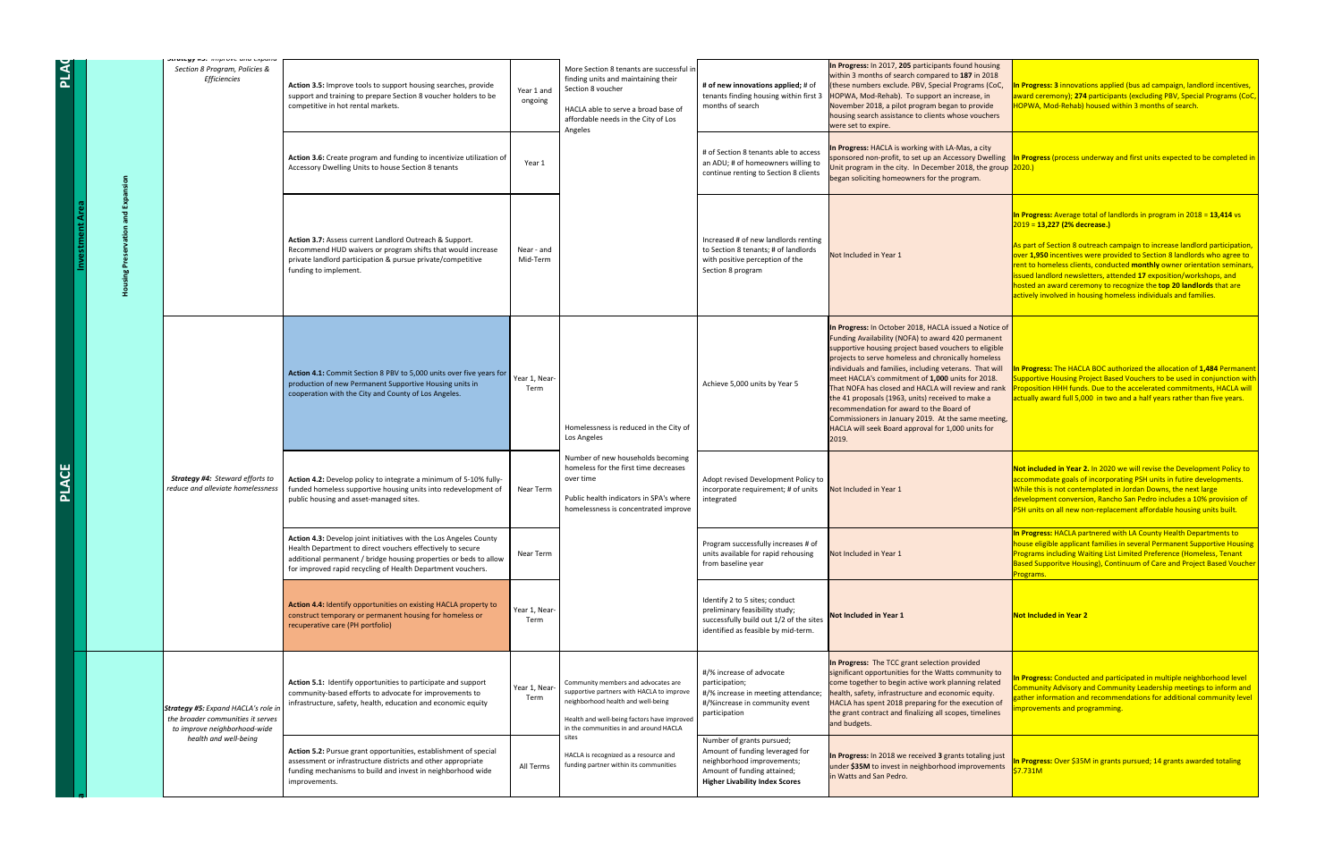| | | | Strategy | Action | Timeline | Outcomes | Metrics | Year 1 Progress | Year 2 Progress |
|---|---|---|---|---|---|---|---|---|---|
| PLACE | Investment Area | Housing Preservation and Expansion | *Strategy #3: Improve and Expand Section 8 Program, Policies & Efficiencies* | **Action 3.5:** Improve tools to support housing searches, provide support and training to prepare Section 8 voucher holders to be competitive in hot rental markets. | Year 1 and ongoing | More Section 8 tenants are successful in finding units and maintaining their Section 8 voucher<br><br>HACLA able to serve a broad base of affordable needs in the City of Los Angeles | **# of new innovations applied;** # of tenants finding housing within first 3 months of search | **In Progress:** In 2017, **205** participants found housing within 3 months of search compared to **187** in 2018 (these numbers exclude. PBV, Special Programs (CoC, HOPWA, Mod-Rehab). To support an increase, in November 2018, a pilot program began to provide housing search assistance to clients whose vouchers were set to expire. | **In Progress: 3** innovations applied (bus ad campaign, landlord incentives, award ceremony); **274** participants (excluding PBV, Special Programs (CoC, HOPWA, Mod-Rehab) housed within 3 months of search. |
| | | | | **Action 3.6:** Create program and funding to incentivize utilization of Accessory Dwelling Units to house Section 8 tenants | Year 1 | | # of Section 8 tenants able to access an ADU; # of homeowners willing to continue renting to Section 8 clients | **In Progress:** HACLA is working with LA-Mas, a city sponsored non-profit, to set up an Accessory Dwelling Unit program in the city. In December 2018, the group began soliciting homeowners for the program. | **In Progress** (process underway and first units expected to be completed in 2020.) |
| | | | | **Action 3.7:** Assess current Landlord Outreach & Support. Recommend HUD waivers or program shifts that would increase private landlord participation & pursue private/competitive funding to implement. | Near - and Mid-Term | | Increased # of new landlords renting to Section 8 tenants; # of landlords with positive perception of the Section 8 program | Not Included in Year 1 | **In Progress:** Average total of landlords in program in 2018 = **13,414** vs 2019 = **13,227 (2% decrease.)**<br><br>As part of Section 8 outreach campaign to increase landlord participation, over **1,950** incentives were provided to Section 8 landlords who agree to rent to homeless clients, conducted **monthly** owner orientation seminars, issued landlord newsletters, attended **17** exposition/workshops, and hosted an award ceremony to recognize the **top 20 landlords** that are actively involved in housing homeless individuals and families. |
| | | | *Strategy #4: Steward efforts to reduce and alleviate homelessness* | **Action 4.1:** Commit Section 8 PBV to 5,000 units over five years for production of new Permanent Supportive Housing units in cooperation with the City and County of Los Angeles. | Year 1, Near-Term | Homelessness is reduced in the City of Los Angeles<br><br>Number of new households becoming homeless for the first time decreases over time<br><br>Public health indicators in SPA's where homelessness is concentrated improve | Achieve 5,000 units by Year 5 | **In Progress:** In October 2018, HACLA issued a Notice of Funding Availability (NOFA) to award 420 permanent supportive housing project based vouchers to eligible projects to serve homeless and chronically homeless individuals and families, including veterans. That will meet HACLA's commitment of **1,000** units for 2018. That NOFA has closed and HACLA will review and rank the 41 proposals (1963, units) received to make a recommendation for award to the Board of Commissioners in January 2019. At the same meeting, HACLA will seek Board approval for 1,000 units for 2019. | **In Progress:** The HACLA BOC authorized the allocation of **1,484** Permanent Supportive Housing Project Based Vouchers to be used in conjunction with Proposition HHH funds. Due to the accelerated commitments, HACLA will actually award full 5,000 in two and a half years rather than five years. |
| | | | | **Action 4.2:** Develop policy to integrate a minimum of 5-10% fully-funded homeless supportive housing units into redevelopment of public housing and asset-managed sites. | Near Term | | Adopt revised Development Policy to incorporate requirement; # of units integrated | Not Included in Year 1 | **Not included in Year 2.** In 2020 we will revise the Development Policy to accommodate goals of incorporating PSH units in future developments. While this is not contemplated in Jordan Downs, the next large development conversion, Rancho San Pedro includes a 10% provision of PSH units on all new non-replacement affordable housing units built. |
| | | | | **Action 4.3:** Develop joint initiatives with the Los Angeles County Health Department to direct vouchers effectively to secure additional permanent / bridge housing properties or beds to allow for improved rapid recycling of Health Department vouchers. | Near Term | | Program successfully increases # of units available for rapid rehousing from baseline year | Not Included in Year 1 | **In Progress:** HACLA partnered with LA County Health Departments to house eligible applicant families in several Permanent Supportive Housing Programs including Waiting List Limited Preference (Homeless, Tenant Based Supportive Housing), Continuum of Care and Project Based Voucher Programs. |
| | | | | **Action 4.4:** Identify opportunities on existing HACLA property to construct temporary or permanent housing for homeless or recuperative care (PH portfolio) | Year 1, Near-Term | | Identify 2 to 5 sites; conduct preliminary feasibility study; successfully build out 1/2 of the sites identified as feasible by mid-term. | **Not Included in Year 1** | **Not Included in Year 2** |
| | | | *Strategy #5: Expand HACLA's role in the broader communities it serves to improve neighborhood-wide health and well-being* | **Action 5.1:** Identify opportunities to participate and support community-based efforts to advocate for improvements to infrastructure, safety, health, education and economic equity | Year 1, Near-Term | Community members and advocates are supportive partners with HACLA to improve neighborhood health and well-being<br><br>Health and well-being factors have improved in the communities in and around HACLA sites<br><br>HACLA is recognized as a resource and funding partner within its communities | #/% increase of advocate participation;<br>#/% increase in meeting attendance;<br>#/%increase in community event participation | **In Progress:** The TCC grant selection provided significant opportunities for the Watts community to come together to begin active work planning related health, safety, infrastructure and economic equity. HACLA has spent 2018 preparing for the execution of the grant contract and finalizing all scopes, timelines and budgets. | **In Progress:** Conducted and participated in multiple neighborhood level Community Advisory and Community Leadership meetings to inform and gather information and recommendations for additional community level improvements and programming. |
| | | | | **Action 5.2:** Pursue grant opportunities, establishment of special assessment or infrastructure districts and other appropriate funding mechanisms to build and invest in neighborhood wide improvements. | All Terms | | Number of grants pursued;<br>Amount of funding leveraged for neighborhood improvements;<br>Amount of funding attained;<br>**Higher Livability Index Scores** | **In Progress:** In 2018 we received **3** grants totaling just under **$35M** to invest in neighborhood improvements in Watts and San Pedro. | **In Progress:** Over $35M in grants pursued; 14 grants awarded totaling $7.731M |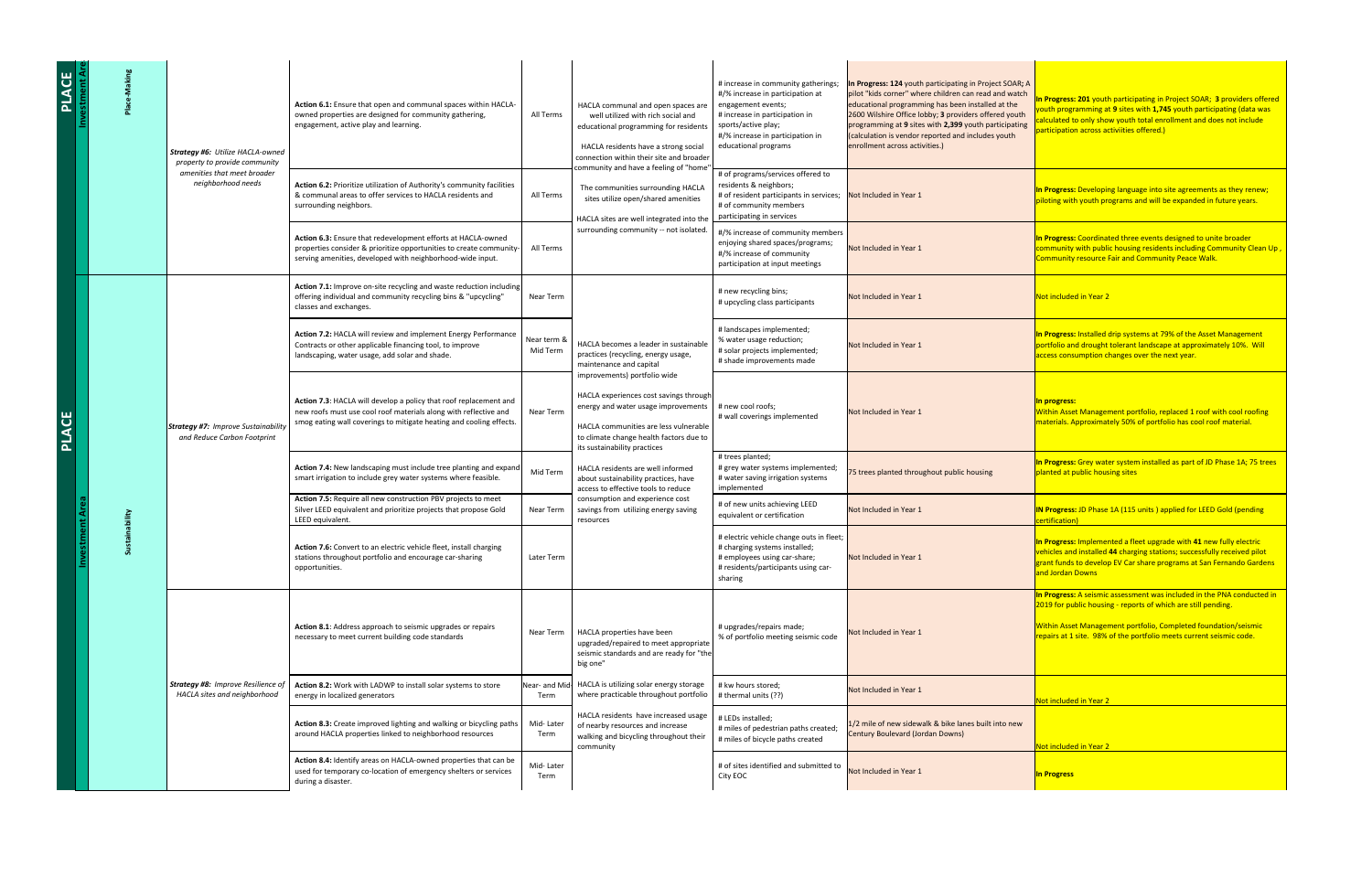| | | | Action | Term | Outcome | Metric | Year 1 | Year 2 |
|---|---|---|---|---|---|---|---|---|
| PLACE | Investment Area | Place-Making | **Strategy #6:** *Utilize HACLA-owned property to provide community amenities that meet broader neighborhood needs* | **Action 6.1:** Ensure that open and communal spaces within HACLA-owned properties are designed for community gathering, engagement, active play and learning. | All Terms | HACLA communal and open spaces are well utilized with rich social and educational programming for residents<br><br>HACLA residents have a strong social connection within their site and broader community and have a feeling of "home"<br><br>The communities surrounding HACLA sites utilize open/shared amenities<br><br>HACLA sites are well integrated into the surrounding community -- not isolated. | # increase in community gatherings; #/% increase in participation at engagement events; # increase in participation in sports/active play; #/% increase in participation in educational programs | **In Progress: 124** youth participating in Project SOAR**;** A pilot "kids corner" where children can read and watch educational programming has been installed at the 2600 Wilshire Office lobby; **3** providers offered youth programming at **9** sites with **2,399** youth participating (calculation is vendor reported and includes youth enrollment across activities.) | **In Progress: 201** youth participating in Project SOAR; **3** providers offered youth programming at **9** sites with **1,745** youth participating (data was calculated to only show youth total enrollment and does not include participation across activiities offered.) |
| | | | | **Action 6.2:** Prioritize utilization of Authority's community facilities & communal areas to offer services to HACLA residents and surrounding neighbors. | All Terms | | # of programs/services offered to residents & neighbors; # of resident participants in services; # of community members participating in services | Not Included in Year 1 | **In Progress:** Developing language into site agreements as they renew; piloting with youth programs and will be expanded in future years. |
| | | | | **Action 6.3:** Ensure that redevelopment efforts at HACLA-owned properties consider & prioritize opportunities to create community-serving amenities, developed with neighborhood-wide input. | All Terms | | #/% increase of community members enjoying shared spaces/programs; #/% increase of community participation at input meetings | Not Included in Year 1 | **In Progress:** Coordinated three events designed to unite broader community with public housing residents including Community Clean Up , Community resource Fair and Community Peace Walk. |
| PLACE | Investment Area | Sustainability | **Strategy #7:** *Improve Sustainability and Reduce Carbon Footprint* | **Action 7.1:** Improve on-site recycling and waste reduction including offering individual and community recycling bins & "upcycling" classes and exchanges. | Near Term | HACLA becomes a leader in sustainable practices (recycling, energy usage, maintenance and capital improvements) portfolio wide<br><br>HACLA experiences cost savings through energy and water usage improvements<br><br>HACLA communities are less vulnerable to climate change health factors due to its sustainability practices<br><br>HACLA residents are well informed about sustainability practices, have access to effective tools to reduce consumption and experience cost savings from utilizing energy saving resources | # new recycling bins; # upcycling class participants | Not Included in Year 1 | Not included in Year 2 |
| | | | | **Action 7.2:** HACLA will review and implement Energy Performance Contracts or other applicable financing tool, to improve landscaping, water usage, add solar and shade. | Near term & Mid Term | | # landscapes implemented; % water usage reduction; # solar projects implemented; # shade improvements made | Not Included in Year 1 | **In Progress:** Installed drip systems at 79% of the Asset Management portfolio and drought tolerant landscape at approximately 10%. Will access consumption changes over the next year. |
| | | | | **Action 7.3**: HACLA will develop a policy that roof replacement and new roofs must use cool roof materials along with reflective and smog eating wall coverings to mitigate heating and cooling effects. | Near Term | | # new cool roofs; # wall coverings implemented | Not Included in Year 1 | **In progress:**<br>Within Asset Management portfolio, replaced 1 roof with cool roofing materials. Approximately 50% of portfolio has cool roof material. |
| | | | | **Action 7.4:** New landscaping must include tree planting and expand smart irrigation to include grey water systems where feasible. | Mid Term | | # trees planted; # grey water systems implemented; # water saving irrigation systems implemented | 75 trees planted throughout public housing | **In Progress:** Grey water system installed as part of JD Phase 1A; 75 trees planted at public housing sites |
| | | | | **Action 7.5:** Require all new construction PBV projects to meet Silver LEED equivalent and prioritize projects that propose Gold LEED equivalent. | Near Term | | # of new units achieving LEED equivalent or certification | Not Included in Year 1 | **IN Progress:** JD Phase 1A (115 units ) applied for LEED Gold (pending certification) |
| | | | | **Action 7.6:** Convert to an electric vehicle fleet, install charging stations throughout portfolio and encourage car-sharing opportunities. | Later Term | | # electric vehicle change outs in fleet; # charging systems installed; # employees using car-share; # residents/participants using car-sharing | Not Included in Year 1 | **In Progress:** Implemented a fleet upgrade with **41** new fully electric vehicles and installed **44** charging stations; successfully received pilot grant funds to develop EV Car share programs at San Fernando Gardens and Jordan Downs |
| | | | **Strategy #8:** *Improve Resilience of HACLA sites and neighborhood* | **Action 8.1**: Address approach to seismic upgrades or repairs necessary to meet current building code standards | Near Term | HACLA properties have been upgraded/repaired to meet appropriate seismic standards and are ready for "the big one" | # upgrades/repairs made; % of portfolio meeting seismic code | Not Included in Year 1 | **In Progress:** A seismic assessment was included in the PNA conducted in 2019 for public housing - reports of which are still pending.<br><br>Within Asset Management portfolio, Completed foundation/seismic repairs at 1 site. 98% of the portfolio meets current seismic code. |
| | | | | **Action 8.2:** Work with LADWP to install solar systems to store energy in localized generators | Near- and Mid-Term | HACLA is utilizing solar energy storage where practicable throughout portfolio | # kw hours stored; # thermal units (??) | Not Included in Year 1 | Not included in Year 2 |
| | | | | **Action 8.3:** Create improved lighting and walking or bicycling paths around HACLA properties linked to neighborhood resources | Mid- Later Term | HACLA residents have increased usage of nearby resources and increase walking and bicycling throughout their community | # LEDs installed; # miles of pedestrian paths created; # miles of bicycle paths created | 1/2 mile of new sidewalk & bike lanes built into new Century Boulevard (Jordan Downs) | Not included in Year 2 |
| | | | | **Action 8.4:** Identify areas on HACLA-owned properties that can be used for temporary co-location of emergency shelters or services during a disaster. | Mid- Later Term | | # of sites identified and submitted to City EOC | Not Included in Year 1 | **In Progress** |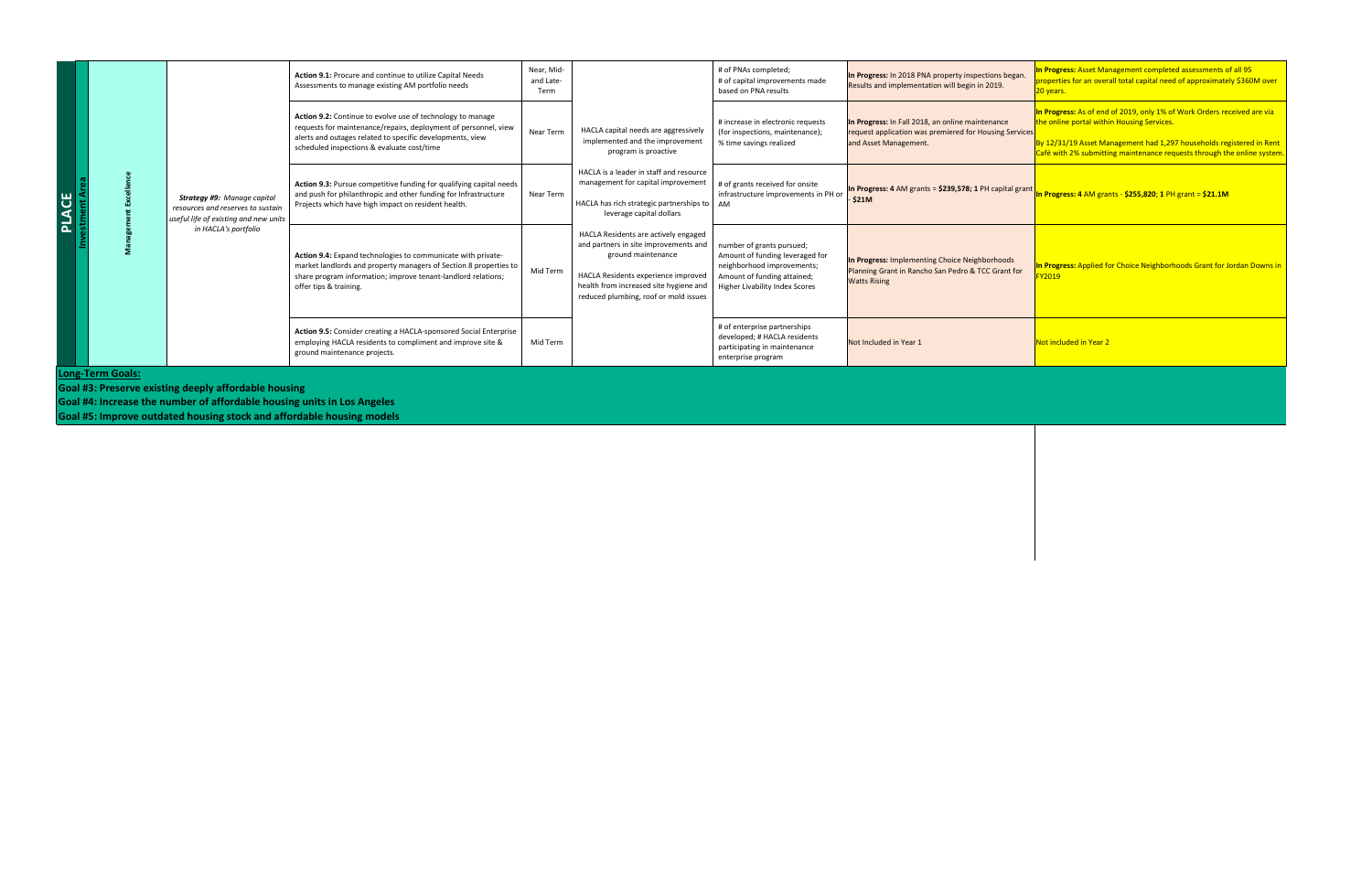| | | | | | | | | | |
|---|---|---|---|---|---|---|---|---|---|
| PLACE | Investment Area | Management Excellence | ***Strategy #9:** Manage capital resources and reserves to sustain useful life of existing and new units in HACLA's portfolio* | **Action 9.1:** Procure and continue to utilize Capital Needs Assessments to manage existing AM portfolio needs | Near, Mid- and Late-Term | HACLA capital needs are aggressively implemented and the improvement program is proactive | # of PNAs completed; # of capital improvements made based on PNA results | **In Progress:** In 2018 PNA property inspections began. Results and implementation will begin in 2019. | **In Progress:** Asset Management completed assessments of all 95 properties for an overall total capital need of approximately $360M over 20 years. |
| | | | | **Action 9.2:** Continue to evolve use of technology to manage requests for maintenance/repairs, deployment of personnel, view alerts and outages related to specific developments, view scheduled inspections & evaluate cost/time | Near Term | | # increase in electronic requests (for inspections, maintenance); % time savings realized | **In Progress:** In Fall 2018, an online maintenance request application was premiered for Housing Services and Asset Management. | **In Progress:** As of end of 2019, only 1% of Work Orders received are via the online portal within Housing Services.<br><br>By 12/31/19 Asset Management had 1,297 households registered in Rent Café with 2% submitting maintenance requests through the online system. |
| | | | | **Action 9.3:** Pursue competitive funding for qualifying capital needs and push for philanthropic and other funding for Infrastructure Projects which have high impact on resident health. | Near Term | HACLA is a leader in staff and resource management for capital improvement<br><br>HACLA has rich strategic partnerships to leverage capital dollars | # of grants received for onsite infrastructure improvements in PH or AM | **In Progress: 4** AM grants = **$239,578; 1** PH capital grant - **$21M** | **In Progress: 4** AM grants - **$255,820**; **1** PH grant = **$21.1M** |
| | | | | **Action 9.4:** Expand technologies to communicate with private-market landlords and property managers of Section 8 properties to share program information; improve tenant-landlord relations; offer tips & training. | Mid Term | HACLA Residents are actively engaged and partners in site improvements and ground maintenance<br><br>HACLA Residents experience improved health from increased site hygiene and reduced plumbing, roof or mold issues | number of grants pursued; Amount of funding leveraged for neighborhood improvements; Amount of funding attained; Higher Livability Index Scores | **In Progress:** Implementing Choice Neighborhoods Planning Grant in Rancho San Pedro & TCC Grant for Watts Rising | **In Progress:** Applied for Choice Neighborhoods Grant for Jordan Downs in FY2019 |
| | | | | **Action 9.5:** Consider creating a HACLA-sponsored Social Enterprise employing HACLA residents to compliment and improve site & ground maintenance projects. | Mid Term | | # of enterprise partnerships developed; # HACLA residents participating in maintenance enterprise program | Not Included in Year 1 | Not included in Year 2 |

**Long-Term Goals:**

**Goal #3: Preserve existing deeply affordable housing**

**Goal #4: Increase the number of affordable housing units in Los Angeles**

**Goal #5: Improve outdated housing stock and affordable housing models**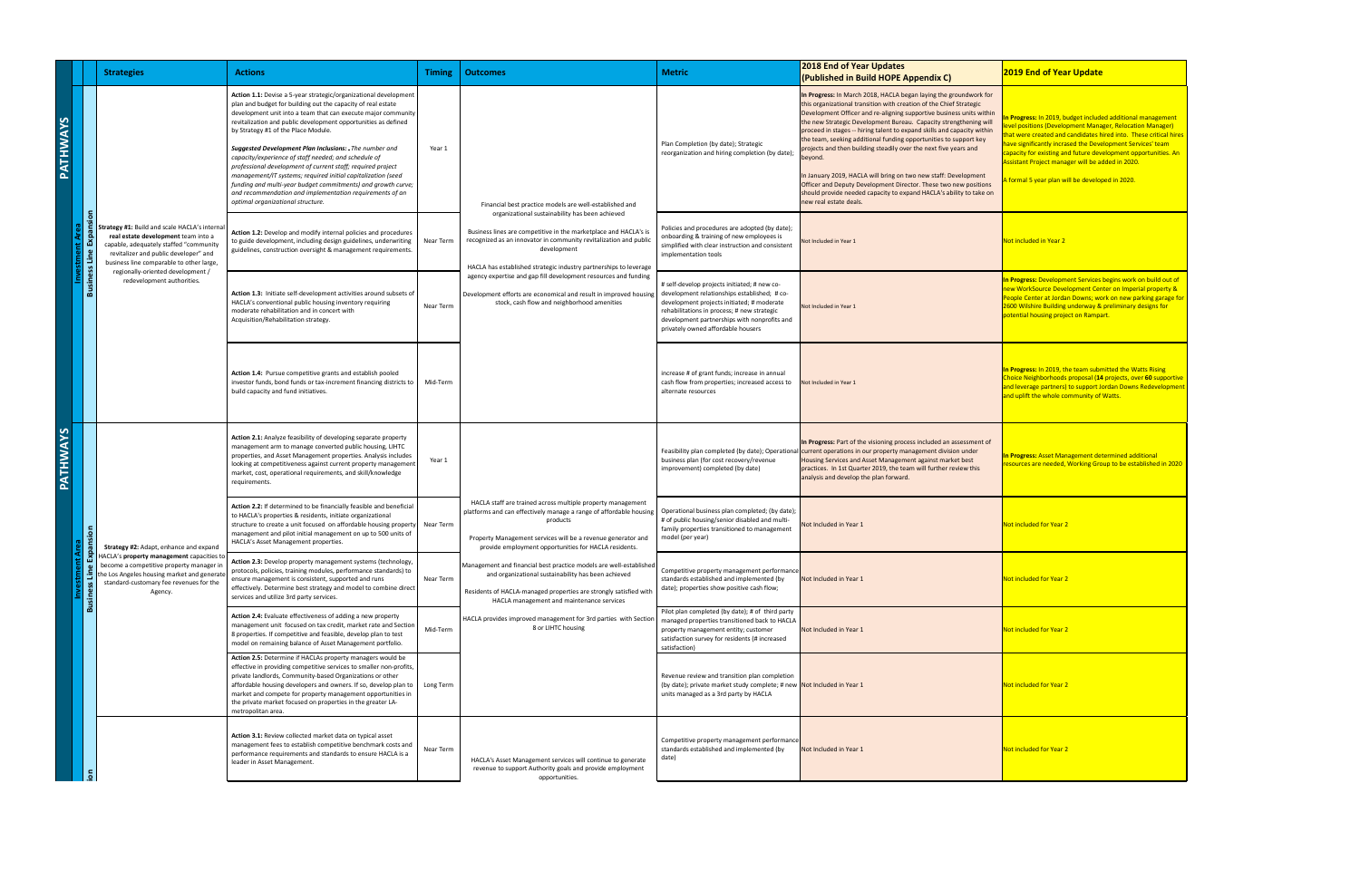| | | Strategies | Actions | Timing | Outcomes | Metric | 2018 End of Year Updates (Published in Build HOPE Appendix C) | 2019 End of Year Update |
|---|---|---|---|---|---|---|---|---|
| PATHWAYS | Investment Area / Business Line Expansion | **Strategy #1:** Build and scale HACLA's internal **real estate development** team into a capable, adequately staffed "community revitalizer and public developer" and business line comparable to other large, regionally-oriented development / redevelopment authorities. | **Action 1.1:** Devise a 5-year strategic/organizational development plan and budget for building out the capacity of real estate development unit into a team that can execute major community revitalization and public development opportunities as defined by Strategy #1 of the Place Module. *Suggested Development Plan Inclusions: . The number and capacity/experience of staff needed; and schedule of professional development of current staff; required project management/IT systems; required initial capitalization (seed funding and multi-year budget commitments) and growth curve; and recommendation and implementation requirements of an optimal organizational structure.* | Year 1 | Financial best practice models are well-established and organizational sustainability has been achieved. Business lines are competitive in the marketplace and HACLA's is recognized as an innovator in community revitalization and public development. HACLA has established strategic industry partnerships to leverage agency expertise and gap fill development resources and funding. Development efforts are economical and result in improved housing stock, cash flow and neighborhood amenities | Plan Completion (by date); Strategic reorganization and hiring completion (by date); | **In Progress:** In March 2018, HACLA began laying the groundwork for this organizational transition with creation of the Chief Strategic Development Officer and re-aligning supportive business units within the new Strategic Development Bureau. Capacity strengthening will proceed in stages -- hiring talent to expand skills and capacity within the team, seeking additional funding opportunities to support key projects and then building steadily over the next five years and beyond. In January 2019, HACLA will bring on two new staff: Development Officer and Deputy Development Director. These two new positions should provide needed capacity to expand HACLA's ability to take on new real estate deals. | **In Progress:** In 2019, budget included additional management level positions (Development Manager, Relocation Manager) that were created and candidates hired into. These critical hires have significantly incrased the Development Services' team capacity for existing and future development opportunities. An Assistant Project manager will be added in 2020. A formal 5 year plan will be developed in 2020. |
| | | | **Action 1.2:** Develop and modify internal policies and procedures to guide development, including design guidelines, underwriting guidelines, construction oversight & management requirements. | Near Term | | Policies and procedures are adopted (by date); onboarding & training of new employees is simplified with clear instruction and consistent implementation tools | Not Included in Year 1 | Not included in Year 2 |
| | | | **Action 1.3:** Initiate self-development activities around subsets of HACLA's conventional public housing inventory requiring moderate rehabilitation and in concert with Acquisition/Rehabilitation strategy. | Near Term | | # self-develop projects initiated; # new co-development relationships established; # co-development projects initiated; # moderate rehabilitations in process; # new strategic development partnerships with nonprofits and privately owned affordable housers | Not Included in Year 1 | **In Progress:** Development Services begins work on build out of new WorkSource Development Center on Imperial property & People Center at Jordan Downs; work on new parking garage for 2600 Wilshire Building underway & preliminary designs for potential housing project on Rampart. |
| | | | **Action 1.4:** Pursue competitive grants and establish pooled investor funds, bond funds or tax-increment financing districts to build capacity and fund initiatives. | Mid-Term | | increase # of grant funds; increase in annual cash flow from properties; increased access to alternate resources | Not Included in Year 1 | **In Progress:** In 2019, the team submitted the Watts Rising Choice Neighborhoods proposal (**14** projects, over **60** supportive and leverage partners) to support Jordan Downs Redevelopment and uplift the whole community of Watts. |
| PATHWAYS | Investment Area / Business Line Expansion | **Strategy #2:** Adapt, enhance and expand HACLA's **property management** capacities to become a competitive property manager in the Los Angeles housing market and generate standard-customary fee revenues for the Agency. | **Action 2.1:** Analyze feasibility of developing separate property management arm to manage converted public housing, LIHTC properties, and Asset Management properties. Analysis includes looking at competitiveness against current property management market, cost, operational requirements, and skill/knowledge requirements. | Year 1 | HACLA staff are trained across multiple property management platforms and can effectively manage a range of affordable housing products. Property Management services will be a revenue generator and provide employment opportunities for HACLA residents. Management and financial best practice models are well-established and organizational sustainability has been achieved. Residents of HACLA-managed properties are strongly satisfied with HACLA management and maintenance services. HACLA provides improved management for 3rd parties with Section 8 or LIHTC housing | Feasibility plan completed (by date); Operational business plan (for cost recovery/revenue improvement) completed (by date) | **In Progress:** Part of the visioning process included an assessment of current operations in our property management division under Housing Services and Asset Management against market best practices. In 1st Quarter 2019, the team will further review this analysis and develop the plan forward. | **In Progress:** Asset Management determined additional resources are needed, Working Group to be established in 2020 |
| | | | **Action 2.2:** If determined to be financially feasible and beneficial to HACLA's properties & residents, initiate organizational structure to create a unit focused on affordable housing property management and pilot initial management on up to 500 units of HACLA's Asset Management properties. | Near Term | | Operational business plan completed; (by date); # of public housing/senior disabled and multi-family properties transitioned to management model (per year) | Not Included in Year 1 | Not included for Year 2 |
| | | | **Action 2.3:** Develop property management systems (technology, protocols, policies, training modules, performance standards) to ensure management is consistent, supported and runs effectively. Determine best strategy and model to combine direct services and utilize 3rd party services. | Near Term | | Competitive property management performance standards established and implemented (by date); properties show positive cash flow; | Not Included in Year 1 | Not included for Year 2 |
| | | | **Action 2.4:** Evaluate effectiveness of adding a new property management unit focused on tax credit, market rate and Section 8 properties. If competitive and feasible, develop plan to test model on remaining balance of Asset Management portfolio. | Mid-Term | | Pilot plan completed (by date); # of third party managed properties transitioned back to HACLA property management entity; customer satisfaction survey for residents (# increased satisfaction) | Not Included in Year 1 | Not included for Year 2 |
| | | | **Action 2.5:** Determine if HACLAs property managers would be effective in providing competitive services to smaller non-profits, private landlords, Community-based Organizations or other affordable housing developers and owners. If so, develop plan to market and compete for property management opportunities in the private market focused on properties in the greater LA-metropolitan area. | Long Term | | Revenue review and transition plan completion (by date); private market study complete; # new units managed as a 3rd party by HACLA | Not Included in Year 1 | Not included for Year 2 |
| | | | **Action 3.1:** Review collected market data on typical asset management fees to establish competitive benchmark costs and performance requirements and standards to ensure HACLA is a leader in Asset Management. | Near Term | HACLA's Asset Management services will continue to generate revenue to support Authority goals and provide employment opportunities. | Competitive property management performance standards established and implemented (by date) | Not Included in Year 1 | Not included for Year 2 |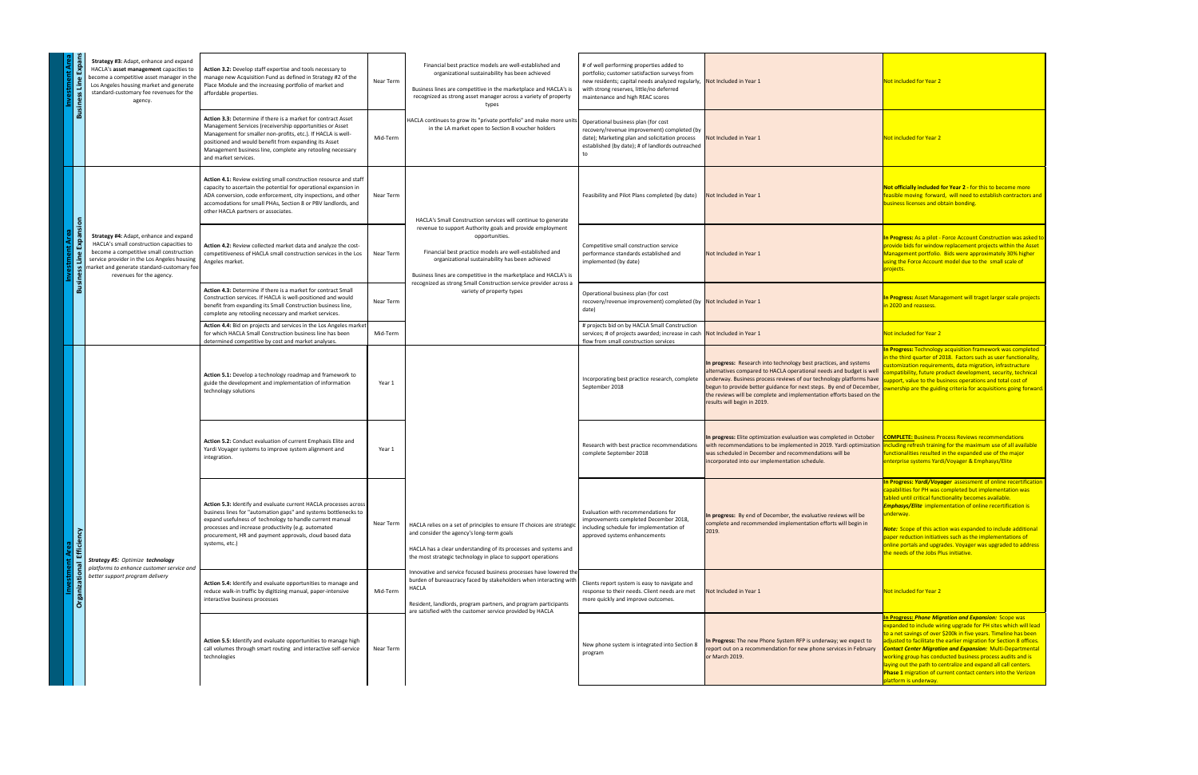| Investment Area | Strategy | Action | Term | Outcomes | Performance Measures | Year 1 | Year 2 |
|---|---|---|---|---|---|---|---|
| Investment Area: Business Line Expansion | **Strategy #3:** Adapt, enhance and expand HACLA's **asset management** capacities to become a competitive asset manager in the Los Angeles housing market and generate standard-customary fee revenues for the agency. | **Action 3.2:** Develop staff expertise and tools necessary to manage new Acquisition Fund as defined in Strategy #2 of the Place Module and the increasing portfolio of market and affordable properties. | Near Term | Financial best practice models are well-established and organizational sustainability has been achieved<br><br>Business lines are competitive in the marketplace and HACLA's is recognized as strong asset manager across a variety of property types | # of well performing properties added to portfolio; customer satisfaction surveys from new residents; capital needs analyzed regularly, with strong reserves, little/no deferred maintenance and high REAC scores | Not Included in Year 1 | Not included for Year 2 |
| | | **Action 3.3:** Determine if there is a market for contract Asset Management Services (receivership opportunities or Asset Management for smaller non-profits, etc.). If HACLA is well-positioned and would benefit from expanding its Asset Management business line, complete any retooling necessary and market services. | Mid-Term | HACLA continues to grow its "private portfolio" and make more units in the LA market open to Section 8 voucher holders | Operational business plan (for cost recovery/revenue improvement) completed (by date); Marketing plan and solicitation process established (by date); # of landlords outreached to | Not Included in Year 1 | Not included for Year 2 |
| Investment Area: Business Line Expansion | **Strategy #4:** Adapt, enhance and expand HACLA's small construction capacities to become a competitive small construction service provider in the Los Angeles housing market and generate standard-customary fee revenues for the agency. | **Action 4.1:** Review existing small construction resource and staff capacity to ascertain the potential for operational expansion in ADA conversion, code enforcement, city inspections, and other accomodations for small PHAs, Section 8 or PBV landlords, and other HACLA partners or associates. | Near Term | HACLA's Small Construction services will continue to generate revenue to support Authority goals and provide employment opportunities.<br><br>Financial best practice models are well-established and organizational sustainability has been achieved<br><br>Business lines are competitive in the marketplace and HACLA's is recognized as strong Small Construction service provider across a variety of property types | Feasibility and Pilot Plans completed (by date) | Not Included in Year 1 | **Not officially included for Year 2** - for this to become more feasible moving forward, will need to establish contractors and business licenses and obtain bonding. |
| | | **Action 4.2:** Review collected market data and analyze the cost-competitiveness of HACLA small construction services in the Los Angeles market. | Near Term | | Competitive small construction service performance standards established and implemented (by date) | Not Included in Year 1 | **In Progress:** As a pilot - Force Account Construction was asked to provide bids for window replacement projects within the Asset Management portfolio. Bids were approximately 30% higher using the Force Account model due to the small scale of projects. |
| | | **Action 4.3:** Determine if there is a market for contract Small Construction services. If HACLA is well-positioned and would benefit from expanding its Small Construction business line, complete any retooling necessary and market services. | Near Term | | Operational business plan (for cost recovery/revenue improvement) completed (by date) | Not Included in Year 1 | **In Progress:** Asset Management will traget larger scale projects in 2020 and reassess. |
| | | **Action 4.4:** Bid on projects and services in the Los Angeles market for which HACLA Small Construction business line has been determined competitive by cost and market analyses. | Mid-Term | | # projects bid on by HACLA Small Construction services; # of projects awarded; increase in cash flow from small construction services | Not Included in Year 1 | Not included for Year 2 |
| Investment Area: Organizational Efficiency | *Strategy #5: Optimize **technology** platforms to enhance customer service and better support program delivery* | **Action 5.1:** Develop a technology roadmap and framework to guide the development and implementation of information technology solutions | Year 1 | HACLA relies on a set of principles to ensure IT choices are strategic and consider the agency's long-term goals<br><br>HACLA has a clear understanding of its processes and systems and the most strategic technology in place to support operations | Incorporating best practice research, complete September 2018 | **In progress:** Research into technology best practices, and systems alternatives compared to HACLA operational needs and budget is well underway. Business process reviews of our technology platforms have begun to provide better guidance for next steps. By end of December, the reviews will be complete and implementation efforts based on the results will begin in 2019. | **In Progress:** Technology acquisition framework was completed in the third quarter of 2018. Factors such as user functionality, customization requirements, data migration, infrastructure compatibility, future product development, security, technical support, value to the business operations and total cost of ownership are the guiding criteria for acquisitions going forward. |
| | | **Action 5.2:** Conduct evaluation of current Emphasis Elite and Yardi Voyager systems to improve system alignment and integration. | Year 1 | | Research with best practice recommendations complete September 2018 | **In progress:** Elite optimization evaluation was completed in October with recommendations to be implemented in 2019. Yardi optimization was scheduled in December and recommendations will be incorporated into our implementation schedule. | **COMPLETE:** Business Process Reviews recommendations including refresh training for the maximum use of all available functionalities resulted in the expanded use of the major enterprise systems Yardi/Voyager & Emphasys/Elite |
| | | **Action 5.3:** Identify and evaluate current HACLA processes across business lines for "automation gaps" and systems bottlenecks to expand usefulness of technology to handle current manual processes and increase productivity (e.g. automated procurement, HR and payment approvals, cloud based data systems, etc.) | Near Term | | Evaluation with recommendations for improvements completed December 2018, including schedule for implementation of approved systems enhancements | **In progress:** By end of December, the evaluative reviews will be complete and recommended implementation efforts will begin in 2019. | **In Progress:** ***Yardi/Voyager*** assessment of online recertification capabilities for PH was completed but implementation was tabled until critical functionality becomes available. ***Emphasys/Elite*** implementation of online recertification is underway.<br><br>***Note:*** Scope of this action was expanded to include additional paper reduction initiatives such as the implementations of online portals and upgrades. Voyager was upgraded to address the needs of the Jobs Plus initiative. |
| | | **Action 5.4:** Identify and evaluate opportunities to manage and reduce walk-in traffic by digitizing manual, paper-intensive interactive business processes | Mid-Term | Innovative and service focused business processes have lowered the burden of bureaucracy faced by stakeholders when interacting with HACLA<br><br>Resident, landlords, program partners, and program participants are satisfied with the customer service provided by HACLA | Clients report system is easy to navigate and response to their needs. Client needs are met more quickly and improve outcomes. | Not Included in Year 1 | Not included for Year 2 |
| | | **Action 5.5:** Identify and evaluate opportunities to manage high call volumes through smart routing and interactive self-service technologies | Near Term | | New phone system is integrated into Section 8 program | **In Progress:** The new Phone System RFP is underway; we expect to report out on a recommendation for new phone services in February or March 2019. | **In Progress: *Phone Migration and Expansion:*** Scope was expanded to include wiring upgrade for PH sites which will lead to a net savings of over $200k in five years. Timeline has been adjusted to facilitate the earlier migration for Section 8 offices. ***Contact Center Migration and Expansion:*** Multi-Departmental working group has conducted business process audits and is laying out the path to centralize and expand all call centers. **Phase 1** migration of current contact centers into the Verizon platform is underway. |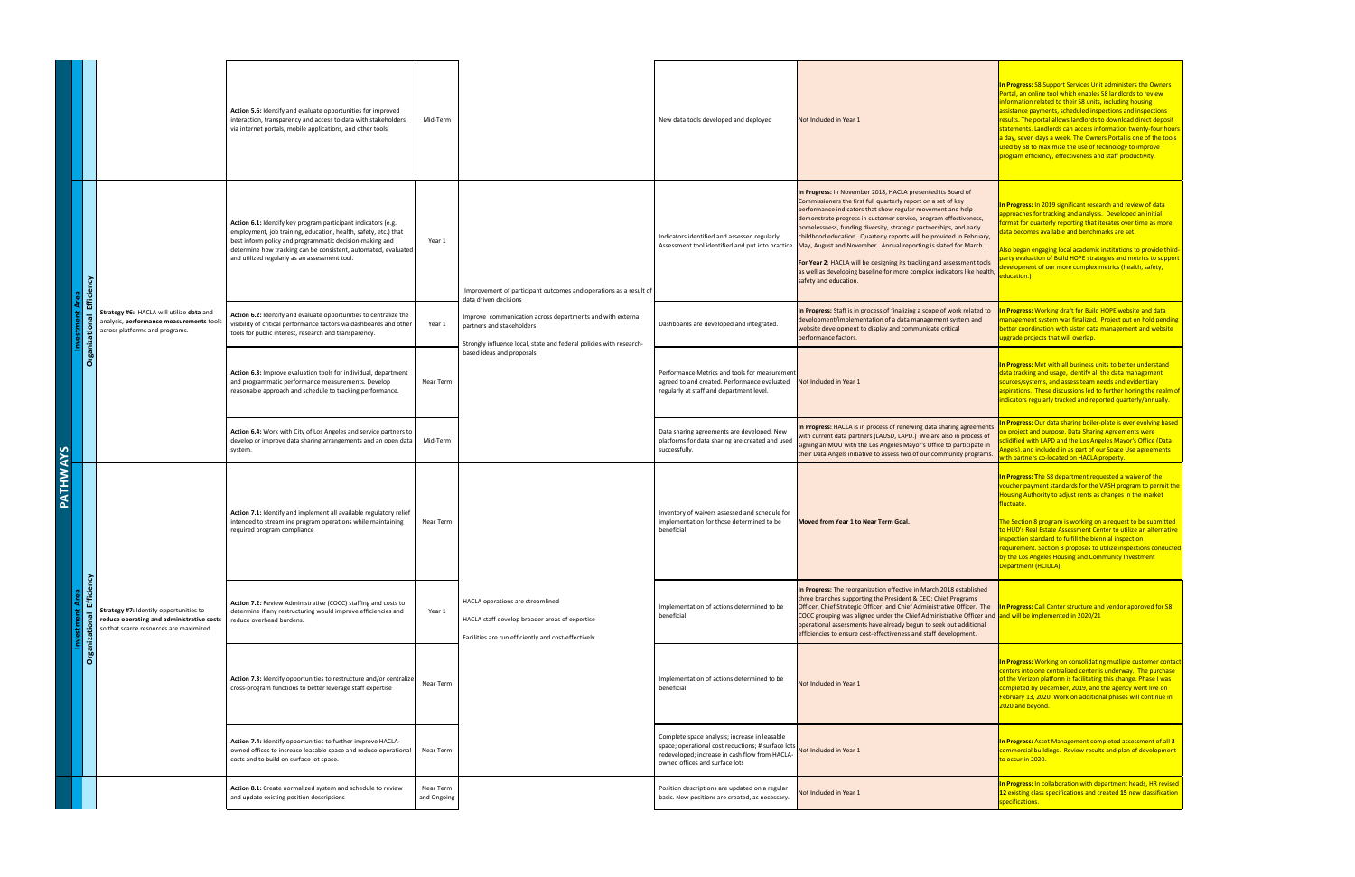| Pathway | Investment Area | Strategy | Action | Timeframe | Outcomes | Metrics | Year 1 Status | Year 2 Status |
|---|---|---|---|---|---|---|---|---|
| PATHWAYS | Investment Area Organizational Efficiency | | **Action 5.6:** Identify and evaluate opportunities for improved interaction, transparency and access to data with stakeholders via internet portals, mobile applications, and other tools | Mid-Term | | New data tools developed and deployed | Not Included in Year 1 | **In Progress:** S8 Support Services Unit administers the Owners Portal, an online tool which enables S8 landlords to review information related to their S8 units, including housing assistance payments, scheduled inspections and inspections results. The portal allows landlords to download direct deposit statements. Landlords can access information twenty-four hours a day, seven days a week. The Owners Portal is one of the tools used by S8 to maximize the use of technology to improve program efficiency, effectiveness and staff productivity. |
| | Investment Area Organizational Efficiency | **Strategy #6:** HACLA will utilize **data** and analysis, **performance measurements** tools across platforms and programs. | **Action 6.1:** Identify key program participant indicators (e.g. employment, job training, education, health, safety, etc.) that best inform policy and programmatic decision-making and determine how tracking can be consistent, automated, evaluated and utilized regularly as an assessment tool. | Year 1 | Improvement of participant outcomes and operations as a result of data driven decisions<br><br>Improve communication across departments and with external partners and stakeholders<br><br>Strongly influence local, state and federal policies with research-based ideas and proposals | Indicators identified and assessed regularly. Assessment tool identified and put into practice. | **In Progress:** In November 2018, HACLA presented its Board of Commissioners the first full quarterly report on a set of key performance indicators that show regular movement and help demonstrate progress in customer service, program effectiveness, homelessness, funding diversity, strategic partnerships, and early childhood education. Quarterly reports will be provided in February, May, August and November. Annual reporting is slated for March.<br><br>**For Year 2**: HACLA will be designing its tracking and assessment tools as well as developing baseline for more complex indicators like health, safety and education. | **In Progress:** In 2019 significant research and review of data approaches for tracking and analysis. Developed an initial format for quarterly reporting that iterates over time as more data becomes available and benchmarks are set.<br><br>Also began engaging local academic institutions to provide third-party evaluation of Build HOPE strategies and metrics to support development of our more complex metrics (health, safety, education.) |
| | | | **Action 6.2:** Identify and evaluate opportunities to centralize the visibility of critical performance factors via dashboards and other tools for public interest, research and transparency. | Year 1 | | Dashboards are developed and integrated. | **In Progress:** Staff is in process of finalizing a scope of work related to development/implementation of a data management system and website development to display and communicate critical performance factors. | **In Progress:** Working draft for Build HOPE website and data management system was finalized. Project put on hold pending better coordination with sister data management and website upgrade projects that will overlap. |
| | | | **Action 6.3:** Improve evaluation tools for individual, department and programmatic performance measurements. Develop reasonable approach and schedule to tracking performance. | Near Term | | Performance Metrics and tools for measurement agreed to and created. Performance evaluated regularly at staff and department level. | Not Included in Year 1 | **In Progress:** Met with all business units to better understand data tracking and usage, identify all the data management sources/systems, and assess team needs and evidentiary aspirations. These discussions led to further honing the realm of indicators regularly tracked and reported quarterly/annually. |
| | | | **Action 6.4:** Work with City of Los Angeles and service partners to develop or improve data sharing arrangements and an open data system. | Mid-Term | | Data sharing agreements are developed. New platforms for data sharing are created and used successfully. | **In Progress:** HACLA is in process of renewing data sharing agreements with current data partners (LAUSD, LAPD.) We are also in process of signing an MOU with the Los Angeles Mayor's Office to participate in their Data Angels initiative to assess two of our community programs. | **In Progress:** Our data sharing boiler-plate is ever evolving based on project and purpose. Data Sharing Agreements were solidified with LAPD and the Los Angeles Mayor's Office (Data Angels), and included in as part of our Space Use agreements with partners co-located on HACLA property. |
| | Investment Area Organizational Efficiency | **Strategy #7:** Identify opportunities to **reduce operating and administrative costs** so that scarce resources are maximized | **Action 7.1:** Identify and implement all available regulatory relief intended to streamline program operations while maintaining required program compliance | Near Term | HACLA operations are streamlined<br><br>HACLA staff develop broader areas of expertise<br><br>Facilities are run efficiently and cost-effectively | Inventory of waivers assessed and schedule for implementation for those determined to be beneficial | **Moved from Year 1 to Near Term Goal.** | **In Progress:** The S8 department requested a waiver of the voucher payment standards for the VASH program to permit the Housing Authority to adjust rents as changes in the market fluctuate.<br><br>The Section 8 program is working on a request to be submitted to HUD's Real Estate Assessment Center to utilize an alternative inspection standard to fulfill the biennial inspection requirement. Section 8 proposes to utilize inspections conducted by the Los Angeles Housing and Community Investment Department (HCIDLA). |
| | | | **Action 7.2:** Review Administrative (COCC) staffing and costs to determine if any restructuring would improve efficiencies and reduce overhead burdens. | Year 1 | | Implementation of actions determined to be beneficial | **In Progress:** The reorganization effective in March 2018 established three branches supporting the President & CEO: Chief Programs Officer, Chief Strategic Officer, and Chief Administrative Officer. The COCC grouping was aligned under the Chief Administrative Officer and operational assessments have already begun to seek out additional efficiencies to ensure cost-effectiveness and staff development. | **In Progress:** Call Center structure and vendor approved for S8 and will be implemented in 2020/21 |
| | | | **Action 7.3:** Identify opportunities to restructure and/or centralize cross-program functions to better leverage staff expertise | Near Term | | Implementation of actions determined to be beneficial | Not Included in Year 1 | **In Progress:** Working on consolidating mutliple customer contact centers into one centralized center is underway. The purchase of the Verizon platform is facilitating this change. Phase I was completed by December, 2019, and the agency went live on February 13, 2020. Work on additional phases will continue in 2020 and beyond. |
| | | | **Action 7.4:** Identify opportunities to further improve HACLA-owned offices to increase leasable space and reduce operational costs and to build on surface lot space. | Near Term | | Complete space analysis; increase in leasable space; operational cost reductions; # surface lots redeveloped; increase in cash flow from HACLA-owned offices and surface lots | Not Included in Year 1 | **In Progress:** Asset Management completed assessment of all **3** commercial buildings. Review results and plan of development to occur in 2020. |
| | | | **Action 8.1:** Create normalized system and schedule to review and update existing position descriptions | Near Term and Ongoing | | Position descriptions are updated on a regular basis. New positions are created, as necessary. | Not Included in Year 1 | **In Progress:** In collaboration with department heads, HR revised **12** existing class specifications and created **15** new classification specifications. |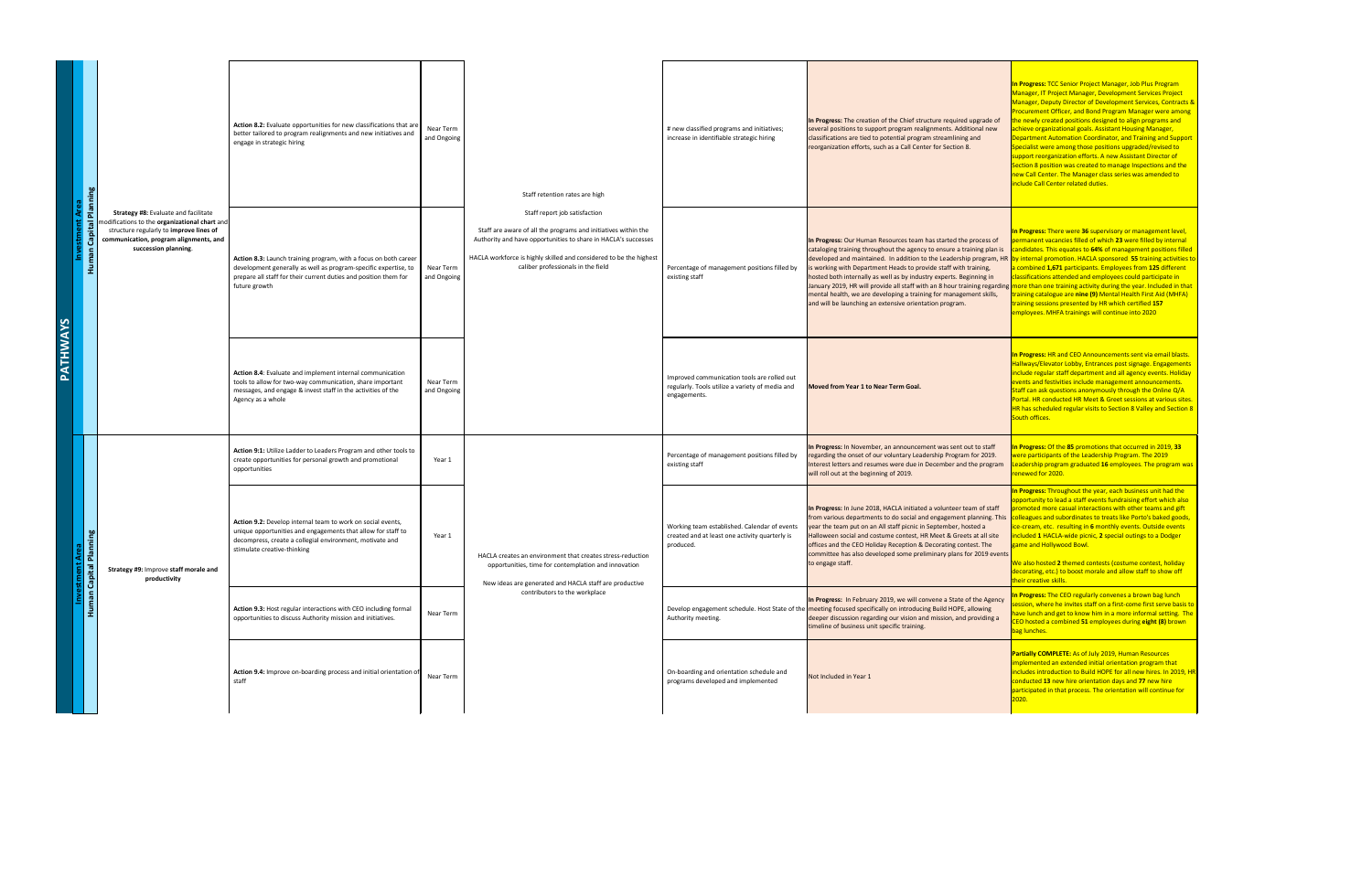| Pathway | Investment Area | Strategy | Action | Timeframe | Outcome | Performance Measure | Year 1 Status | Year 2 Status |
|---|---|---|---|---|---|---|---|---|
| PATHWAYS | Investment Area: Human Capital Planning | **Strategy #8:** Evaluate and facilitate modifications to the **organizational chart** and structure regularly to **improve lines of communication, program alignments, and succession planning**. | **Action 8.2:** Evaluate opportunities for new classifications that are better tailored to program realignments and new initiatives and engage in strategic hiring | Near Term and Ongoing | Staff retention rates are high<br><br>Staff report job satisfaction<br><br>Staff are aware of all the programs and initiatives within the Authority and have opportunities to share in HACLA's successes<br><br>HACLA workforce is highly skilled and considered to be the highest caliber professionals in the field | # new classified programs and initiatives; increase in identifiable strategic hiring | **In Progress:** The creation of the Chief structure required upgrade of several positions to support program realignments. Additional new classifications are tied to potential program streamlining and reorganization efforts, such as a Call Center for Section 8. | **In Progress:** TCC Senior Project Manager, Job Plus Program Manager, IT Project Manager, Development Services Project Manager, Deputy Director of Development Services, Contracts & Procurement Officer, and Bond Program Manager were among the newly created positions designed to align programs and achieve organizational goals. Assistant Housing Manager, Department Automation Coordinator, and Training and Support Specialist were among those positions upgraded/revised to support reorganization efforts. A new Assistant Director of Section 8 position was created to manage Inspections and the new Call Center. The Manager class series was amended to include Call Center related duties. |
| | | | **Action 8.3:** Launch training program, with a focus on both career development generally as well as program-specific expertise, to prepare all staff for their current duties and position them for future growth | Near Term and Ongoing | | Percentage of management positions filled by existing staff | **In Progress:** Our Human Resources team has started the process of cataloging training throughout the agency to ensure a training plan is developed and maintained. In addition to the Leadership program, HR is working with Department Heads to provide staff with training, hosted both internally as well as by industry experts. Beginning in January 2019, HR will provide all staff with an 8 hour training regarding mental health, we are developing a training for management skills, and will be launching an extensive orientation program. | **In Progress:** There were **36** supervisory or management level, permanent vacancies filled of which **23** were filled by internal candidates. This equates to **64%** of management positions filled by internal promotion. HACLA sponsored **55** training activities to a combined **1,671** participants. Employees from **125** different classifications attended and employees could participate in more than one training activity during the year. Included in that training catalogue are **nine (9)** Mental Health First Aid (MHFA) training sessions presented by HR which certified **157** employees. MHFA trainings will continue into 2020 |
| | | | **Action 8.4:** Evaluate and implement internal communication tools to allow for two-way communication, share important messages, and engage & invest staff in the activities of the Agency as a whole | Near Term and Ongoing | | Improved communication tools are rolled out regularly. Tools utilize a variety of media and engagements. | **Moved from Year 1 to Near Term Goal.** | **In Progress:** HR and CEO Announcements sent via email blasts. Hallways/Elevator Lobby, Entrances post signage. Engagements include regular staff department and all agency events. Holiday events and festivities include management announcements. Staff can ask questions anonymously through the Online Q/A Portal. HR conducted HR Meet & Greet sessions at various sites. HR has scheduled regular visits to Section 8 Valley and Section 8 South offices. |
| | Investment Area: Human Capital Planning | **Strategy #9:** Improve **staff morale and productivity** | **Action 9.1:** Utilize Ladder to Leaders Program and other tools to create opportunities for personal growth and promotional opportunities | Year 1 | HACLA creates an environment that creates stress-reduction opportunities, time for contemplation and innovation<br><br>New ideas are generated and HACLA staff are productive contributors to the workplace | Percentage of management positions filled by existing staff | **In Progress:** In November, an announcement was sent out to staff regarding the onset of our voluntary Leadership Program for 2019. Interest letters and resumes were due in December and the program will roll out at the beginning of 2019. | **In Progress:** Of the **85** promotions that occurred in 2019, **33** were participants of the Leadership Program. The 2019 Leadership program graduated **16** employees. The program was renewed for 2020. |
| | | | **Action 9.2:** Develop internal team to work on social events, unique opportunities and engagements that allow for staff to decompress, create a collegial environment, motivate and stimulate creative-thinking | Year 1 | | Working team established. Calendar of events created and at least one activity quarterly is produced. | **In Progress:** In June 2018, HACLA initiated a volunteer team of staff from various departments to do social and engagement planning. This year the team put on an All staff picnic in September, hosted a Halloween social and costume contest, HR Meet & Greets at all site offices and the CEO Holiday Reception & Decorating contest. The committee has also developed some preliminary plans for 2019 events to engage staff. | **In Progress:** Throughout the year, each business unit had the opportunity to lead a staff events fundraising effort which also promoted more casual interactions with other teams and gift colleagues and subordinates to treats like Porto's baked goods, ice-cream, etc. resulting in **6** monthly events. Outside events included **1** HACLA-wide picnic, **2** special outings to a Dodger game and Hollywood Bowl.<br><br>We also hosted **2** themed contests (costume contest, holiday decorating, etc.) to boost morale and allow staff to show off their creative skills. |
| | | | **Action 9.3:** Host regular interactions with CEO including formal opportunities to discuss Authority mission and initiatives. | Near Term | | Develop engagement schedule. Host State of the Authority meeting. | **In Progress:** In February 2019, we will convene a State of the Agency meeting focused specifically on introducing Build HOPE, allowing deeper discussion regarding our vision and mission, and providing a timeline of business unit specific training. | **In Progress:** The CEO regularly convenes a brown bag lunch session, where he invites staff on a first-come first serve basis to have lunch and get to know him in a more informal setting. The CEO hosted a combined **51** employees during **eight (8)** brown bag lunches. |
| | | | **Action 9.4:** Improve on-boarding process and initial orientation of staff | Near Term | | On-boarding and orientation schedule and programs developed and implemented | Not Included in Year 1 | **Partially COMPLETE:** As of July 2019, Human Resources implemented an extended initial orientation program that includes introduction to Build HOPE for all new hires. In 2019, HR conducted **13** new hire orientation days and **77** new hire participated in that process. The orientation will continue for 2020. |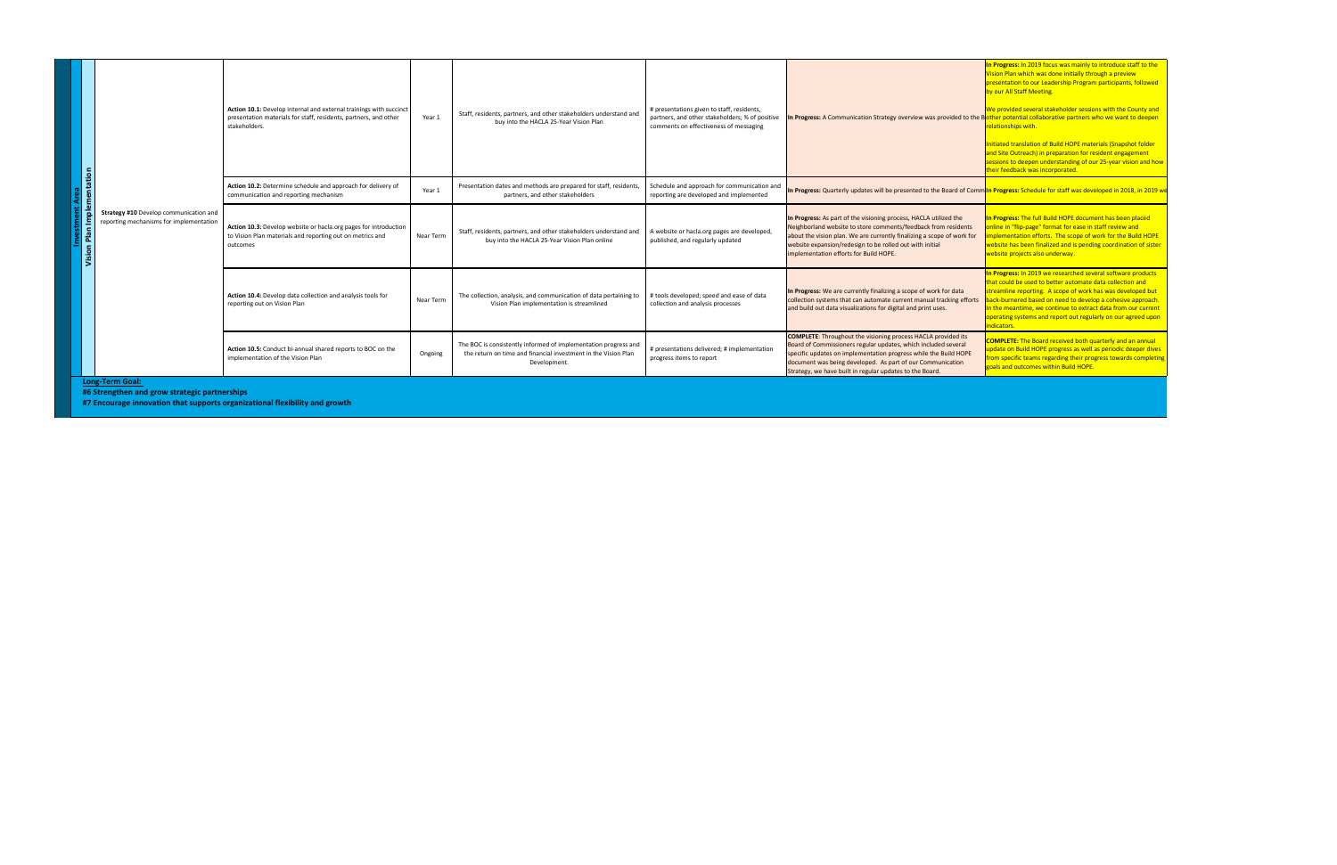| Investment Area | Strategy | Action | Timeframe | Outcome | Metrics | Status | Status |
|---|---|---|---|---|---|---|---|
| Vision Plan Implementation | Strategy #10 Develop communication and reporting mechanisms for implementation | **Action 10.1:** Develop internal and external trainings with succinct presentation materials for staff, residents, partners, and other stakeholders. | Year 1 | Staff, residents, partners, and other stakeholders understand and buy into the HACLA 25-Year Vision Plan | # presentations given to staff, residents, partners, and other stakeholders; % of positive comments on effectiveness of messaging | **In Progress:** A Communication Strategy overview was provided to the B | **In Progress:** In 2019 focus was mainly to introduce staff to the Vision Plan which was done initially through a preview presentation to our Leadership Program participants, followed by our All Staff Meeting.<br><br>We provided several stakeholder sessions with the County and other potential collaborative partners who we want to deepen relationships with.<br><br>Initiated translation of Build HOPE materials (Snapshot folder and Site Outreach) in preparation for resident engagement sessions to deepen understanding of our 25-year vision and how their feedback was incorporated. |
| | | **Action 10.2:** Determine schedule and approach for delivery of communication and reporting mechanism | Year 1 | Presentation dates and methods are prepared for staff, residents, partners, and other stakeholders | Schedule and approach for communication and reporting are developed and implemented | **In Progress:** Quarterly updates will be presented to the Board of Comm | **In Progress:** Schedule for staff was developed in 2018, in 2019 we |
| | | **Action 10.3:** Develop website or hacla.org pages for introduction to Vision Plan materials and reporting out on metrics and outcomes | Near Term | Staff, residents, partners, and other stakeholders understand and buy into the HACLA 25-Year Vision Plan online | A website or hacla.org pages are developed, published, and regularly updated | **In Progress:** As part of the visioning process, HACLA utilized the Neighborland website to store comments/feedback from residents about the vision plan. We are currently finalizing a scope of work for website expansion/redesign to be rolled out with initial implementation efforts for Build HOPE. | **In Progress:** The full Build HOPE document has been placed online in "flip-page" format for ease in staff review and implementation efforts. The scope of work for the Build HOPE website has been finalized and is pending coordination of sister website projects also underway. |
| | | **Action 10.4:** Develop data collection and analysis tools for reporting out on Vision Plan | Near Term | The collection, analysis, and communication of data pertaining to Vision Plan implementation is streamlined | # tools developed; speed and ease of data collection and analysis processes | **In Progress:** We are currently finalizing a scope of work for data collection systems that can automate current manual tracking efforts and build out data visualizations for digital and print uses. | **In Progress:** In 2019 we researched several software products that could be used to better automate data collection and streamline reporting. A scope of work has was developed but back-burnered based on need to develop a cohesive approach. In the meantime, we continue to extract data from our current operating systems and report out regularly on our agreed upon indicators. |
| | | **Action 10.5:** Conduct bi-annual shared reports to BOC on the implementation of the Vision Plan | Ongoing | The BOC is consistently informed of implementation progress and the return on time and financial investment in the Vision Plan Development. | # presentations delivered; # implementation progress items to report | **COMPLETE:** Throughout the visioning process HACLA provided its Board of Commissioners regular updates, which included several specific updates on implementation progress while the Build HOPE document was being developed. As part of our Communication Strategy, we have built in regular updates to the Board. | **COMPLETE:** The Board received both quarterly and an annual update on Build HOPE progress as well as periodic deeper dives from specific teams regarding their progress towards completing goals and outcomes within Build HOPE. |

**Long-Term Goal:**

**#6 Strengthen and grow strategic partnerships**

**#7 Encourage innovation that supports organizational flexibility and growth**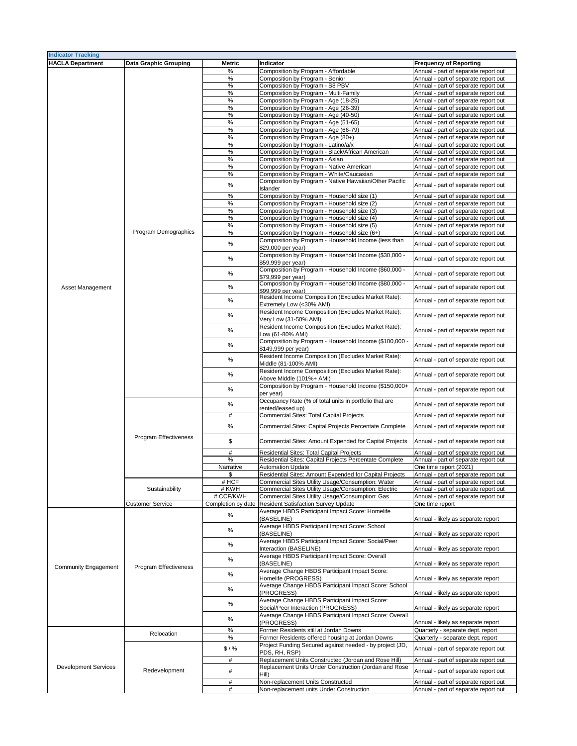## Indicator Tracking

| HACLA Department | Data Graphic Grouping | Metric | Indicator | Frequency of Reporting |
|---|---|---|---|---|
| Asset Management | Program Demographics | % | Composition by Program - Affordable | Annual - part of separate report out |
| | | % | Composition by Program - Senior | Annual - part of separate report out |
| | | % | Composition by Program - S8 PBV | Annual - part of separate report out |
| | | % | Composition by Program - Multi-Family | Annual - part of separate report out |
| | | % | Composition by Program - Age (18-25) | Annual - part of separate report out |
| | | % | Composition by Program - Age (26-39) | Annual - part of separate report out |
| | | % | Composition by Program - Age (40-50) | Annual - part of separate report out |
| | | % | Composition by Program - Age (51-65) | Annual - part of separate report out |
| | | % | Composition by Program - Age (66-79) | Annual - part of separate report out |
| | | % | Composition by Program - Age (80+) | Annual - part of separate report out |
| | | % | Composition by Program - Latino/a/x | Annual - part of separate report out |
| | | % | Composition by Program - Black/African American | Annual - part of separate report out |
| | | % | Composition by Program - Asian | Annual - part of separate report out |
| | | % | Composition by Program - Native American | Annual - part of separate report out |
| | | % | Composition by Program - White/Caucasian | Annual - part of separate report out |
| | | % | Composition by Program - Native Hawaiian/Other Pacific Islander | Annual - part of separate report out |
| | | % | Composition by Program - Household size (1) | Annual - part of separate report out |
| | | % | Composition by Program - Household size (2) | Annual - part of separate report out |
| | | % | Composition by Program - Household size (3) | Annual - part of separate report out |
| | | % | Composition by Program - Household size (4) | Annual - part of separate report out |
| | | % | Composition by Program - Household size (5) | Annual - part of separate report out |
| | | % | Composition by Program - Household size (6+) | Annual - part of separate report out |
| | | % | Composition by Program - Household Income (less than $29,000 per year) | Annual - part of separate report out |
| | | % | Composition by Program - Household Income ($30,000 - $59,999 per year) | Annual - part of separate report out |
| | | % | Composition by Program - Household Income ($60,000 - $79,999 per year) | Annual - part of separate report out |
| | | % | Composition by Program - Household Income ($80,000 - $99,999 per year) | Annual - part of separate report out |
| | | % | Resident Income Composition (Excludes Market Rate): Extremely Low (<30% AMI) | Annual - part of separate report out |
| | | % | Resident Income Composition (Excludes Market Rate): Very Low (31-50% AMI) | Annual - part of separate report out |
| | | % | Resident Income Composition (Excludes Market Rate): Low (61-80% AMI) | Annual - part of separate report out |
| | | % | Composition by Program - Household Income ($100,000 - $149,999 per year) | Annual - part of separate report out |
| | | % | Resident Income Composition (Excludes Market Rate): Middle (81-100% AMI) | Annual - part of separate report out |
| | | % | Resident Income Composition (Excludes Market Rate): Above Middle (101%+ AMI) | Annual - part of separate report out |
| | | % | Composition by Program - Household Income ($150,000+ per year) | Annual - part of separate report out |
| | Program Effectiveness | % | Occupancy Rate (% of total units in portfolio that are rented/leased up) | Annual - part of separate report out |
| | | # | Commercial Sites: Total Capital Projects | Annual - part of separate report out |
| | | % | Commercial Sites: Capital Projects Percentate Complete | Annual - part of separate report out |
| | | $ | Commercial Sites: Amount Expended for Capital Projects | Annual - part of separate report out |
| | | # | Residential Sites: Total Capital Projects | Annual - part of separate report out |
| | | % | Residential Sites: Capital Projects Percentate Complete | Annual - part of separate report out |
| | | Narrative | Automation Update | One time report (2021) |
| | | $ | Residential Sites: Amount Expended for Capital Projects | Annual - part of separate report out |
| | Sustainability | # HCF | Commercial Sites Utility Usage/Consumption: Water | Annual - part of separate report out |
| | | # KWH | Commercial Sites Utility Usage/Consumption: Electric | Annual - part of separate report out |
| | | # CCF/KWH | Commercial Sites Utility Usage/Consumption: Gas | Annual - part of separate report out |
| | Customer Service | Completion by date | Resident Satisfaction Survey Update | One time report |
| Community Engagement | Program Effectiveness | % | Average HBDS Participant Impact Score: Homelife (BASELINE) | Annual - likely as separate report |
| | | % | Average HBDS Participant Impact Score: School (BASELINE) | Annual - likely as separate report |
| | | % | Average HBDS Participant Impact Score: Social/Peer Interaction (BASELINE) | Annual - likely as separate report |
| | | % | Average HBDS Participant Impact Score: Overall (BASELINE) | Annual - likely as separate report |
| | | % | Average Change HBDS Participant Impact Score: Homelife (PROGRESS) | Annual - likely as separate report |
| | | % | Average Change HBDS Participant Impact Score: School (PROGRESS) | Annual - likely as separate report |
| | | % | Average Change HBDS Participant Impact Score: Social/Peer Interaction (PROGRESS) | Annual - likely as separate report |
| | | % | Average Change HBDS Participant Impact Score: Overall (PROGRESS) | Annual - likely as separate report |
| Development Services | Relocation | % | Former Residents still at Jordan Downs | Quarterly - separate dept. report |
| | | % | Former Residents offered housing at Jordan Downs | Quarterly - separate dept. report |
| | Redevelopment | $ / % | Project Funding Secured against needed - by project (JD, PDS, RH, RSP) | Annual - part of separate report out |
| | | # | Replacement Units Constructed (Jordan and Rose Hill) | Annual - part of separate report out |
| | | # | Replacement Units Under Construction (Jordan and Rose Hill) | Annual - part of separate report out |
| | | # | Non-replacement Units Constructed | Annual - part of separate report out |
| | | # | Non-replacement units Under Construction | Annual - part of separate report out |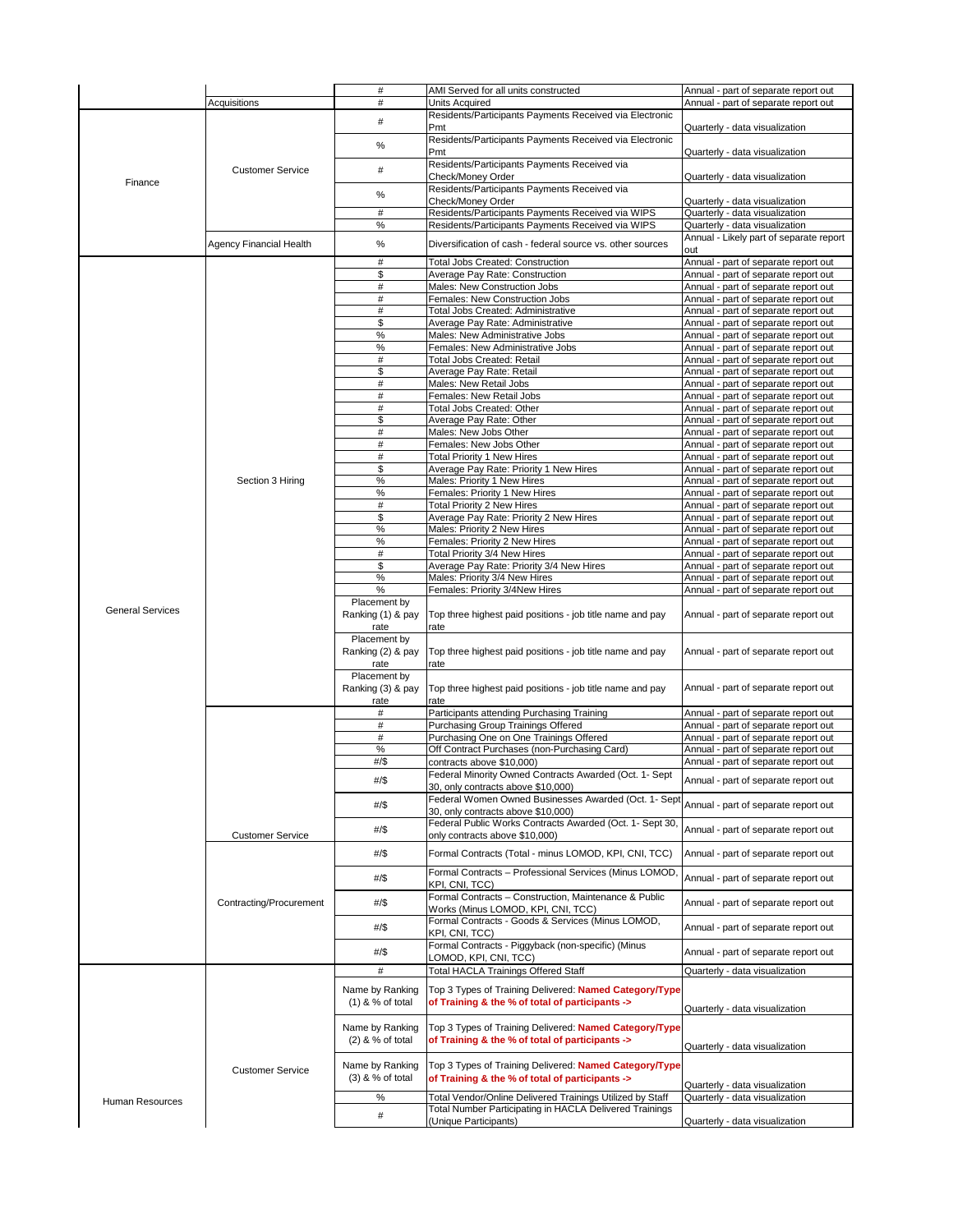| | | | | |
|---|---|---|---|---|
| | | # | AMI Served for all units constructed | Annual - part of separate report out |
| | Acquisitions | # | Units Acquired | Annual - part of separate report out |
| Finance | Customer Service | # | Residents/Participants Payments Received via Electronic Pmt | Quarterly - data visualization |
| | | % | Residents/Participants Payments Received via Electronic Pmt | Quarterly - data visualization |
| | | # | Residents/Participants Payments Received via Check/Money Order | Quarterly - data visualization |
| | | % | Residents/Participants Payments Received via Check/Money Order | Quarterly - data visualization |
| | | # | Residents/Participants Payments Received via WIPS | Quarterly - data visualization |
| | | % | Residents/Participants Payments Received via WIPS | Quarterly - data visualization |
| | Agency Financial Health | % | Diversification of cash - federal source vs. other sources | Annual - Likely part of separate report out |
| General Services | Section 3 Hiring | # | Total Jobs Created: Construction | Annual - part of separate report out |
| | | $ | Average Pay Rate: Construction | Annual - part of separate report out |
| | | # | Males: New Construction Jobs | Annual - part of separate report out |
| | | # | Females: New Construction Jobs | Annual - part of separate report out |
| | | # | Total Jobs Created: Administrative | Annual - part of separate report out |
| | | $ | Average Pay Rate: Administrative | Annual - part of separate report out |
| | | % | Males: New Administrative Jobs | Annual - part of separate report out |
| | | % | Females: New Administrative Jobs | Annual - part of separate report out |
| | | # | Total Jobs Created: Retail | Annual - part of separate report out |
| | | $ | Average Pay Rate: Retail | Annual - part of separate report out |
| | | # | Males: New Retail Jobs | Annual - part of separate report out |
| | | # | Females: New Retail Jobs | Annual - part of separate report out |
| | | # | Total Jobs Created: Other | Annual - part of separate report out |
| | | $ | Average Pay Rate: Other | Annual - part of separate report out |
| | | # | Males: New Jobs Other | Annual - part of separate report out |
| | | # | Females: New Jobs Other | Annual - part of separate report out |
| | | # | Total Priority 1 New Hires | Annual - part of separate report out |
| | | $ | Average Pay Rate: Priority 1 New Hires | Annual - part of separate report out |
| | | % | Males: Priority 1 New Hires | Annual - part of separate report out |
| | | % | Females: Priority 1 New Hires | Annual - part of separate report out |
| | | # | Total Priority 2 New Hires | Annual - part of separate report out |
| | | $ | Average Pay Rate: Priority 2 New Hires | Annual - part of separate report out |
| | | % | Males: Priority 2 New Hires | Annual - part of separate report out |
| | | % | Females: Priority 2 New Hires | Annual - part of separate report out |
| | | # | Total Priority 3/4 New Hires | Annual - part of separate report out |
| | | $ | Average Pay Rate: Priority 3/4 New Hires | Annual - part of separate report out |
| | | % | Males: Priority 3/4 New Hires | Annual - part of separate report out |
| | | % | Females: Priority 3/4New Hires | Annual - part of separate report out |
| | | Placement by Ranking (1) & pay rate | Top three highest paid positions - job title name and pay rate | Annual - part of separate report out |
| | | Placement by Ranking (2) & pay rate | Top three highest paid positions - job title name and pay rate | Annual - part of separate report out |
| | | Placement by Ranking (3) & pay rate | Top three highest paid positions - job title name and pay rate | Annual - part of separate report out |
| | Customer Service | # | Participants attending Purchasing Training | Annual - part of separate report out |
| | | # | Purchasing Group Trainings Offered | Annual - part of separate report out |
| | | # | Purchasing One on One Trainings Offered | Annual - part of separate report out |
| | | % | Off Contract Purchases (non-Purchasing Card) | Annual - part of separate report out |
| | | #/$ | contracts above $10,000) | Annual - part of separate report out |
| | | #/$ | Federal Minority Owned Contracts Awarded (Oct. 1- Sept 30, only contracts above $10,000) | Annual - part of separate report out |
| | | #/$ | Federal Women Owned Businesses Awarded (Oct. 1- Sept 30, only contracts above $10,000) | Annual - part of separate report out |
| | | #/$ | Federal Public Works Contracts Awarded (Oct. 1- Sept 30, only contracts above $10,000) | Annual - part of separate report out |
| | Contracting/Procurement | #/$ | Formal Contracts (Total - minus LOMOD, KPI, CNI, TCC) | Annual - part of separate report out |
| | | #/$ | Formal Contracts – Professional Services (Minus LOMOD, KPI, CNI, TCC) | Annual - part of separate report out |
| | | #/$ | Formal Contracts – Construction, Maintenance & Public Works (Minus LOMOD, KPI, CNI, TCC) | Annual - part of separate report out |
| | | #/$ | Formal Contracts - Goods & Services (Minus LOMOD, KPI, CNI, TCC) | Annual - part of separate report out |
| | | #/$ | Formal Contracts - Piggyback (non-specific) (Minus LOMOD, KPI, CNI, TCC) | Annual - part of separate report out |
| Human Resources | Customer Service | # | Total HACLA Trainings Offered Staff | Quarterly - data visualization |
| | | Name by Ranking (1) & % of total | Top 3 Types of Training Delivered: **Named Category/Type of Training & the % of total of participants ->** | Quarterly - data visualization |
| | | Name by Ranking (2) & % of total | Top 3 Types of Training Delivered: **Named Category/Type of Training & the % of total of participants ->** | Quarterly - data visualization |
| | | Name by Ranking (3) & % of total | Top 3 Types of Training Delivered: **Named Category/Type of Training & the % of total of participants ->** | Quarterly - data visualization |
| | | % | Total Vendor/Online Delivered Trainings Utilized by Staff | Quarterly - data visualization |
| | | # | Total Number Participating in HACLA Delivered Trainings (Unique Participants) | Quarterly - data visualization |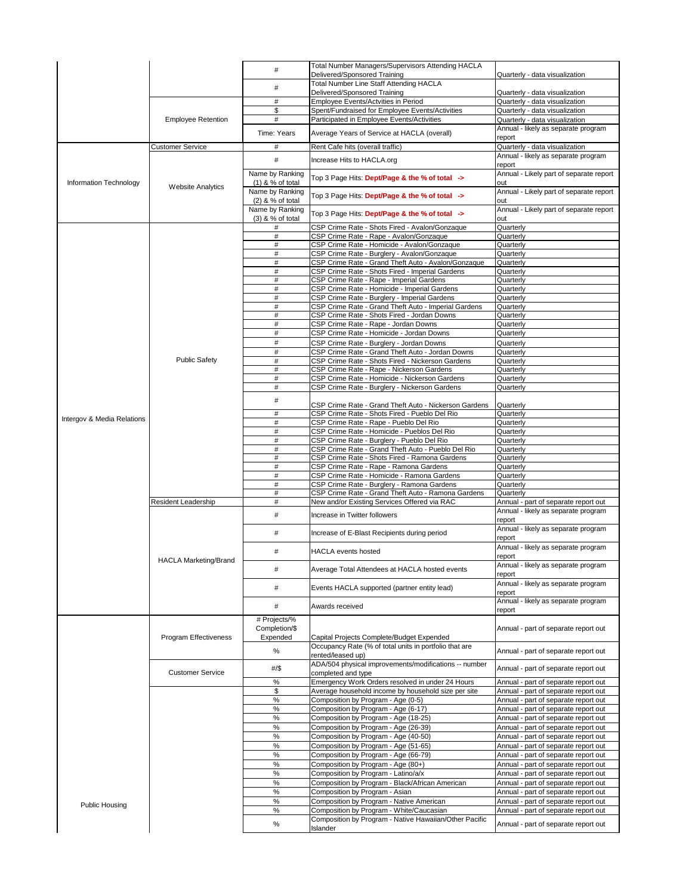| | | | | |
|---|---|---|---|---|
| | | # | Total Number Managers/Supervisors Attending HACLA Delivered/Sponsored Training | Quarterly - data visualization |
| | | # | Total Number Line Staff Attending HACLA Delivered/Sponsored Training | Quarterly - data visualization |
| | Employee Retention | # | Employee Events/Actvities in Period | Quarterly - data visualization |
| | | $ | Spent/Fundraised for Employee Events/Activities | Quarterly - data visualization |
| | | # | Participated in Employee Events/Activities | Quarterly - data visualization |
| | | Time: Years | Average Years of Service at HACLA (overall) | Annual - likely as separate program report |
| Information Technology | Customer Service | # | Rent Cafe hits (overall traffic) | Quarterly - data visualization |
| | Website Analytics | # | Increase Hits to HACLA.org | Annual - likely as separate program report |
| | | Name by Ranking (1) & % of total | Top 3 Page Hits: **Dept/Page & the % of total ->** | Annual - Likely part of separate report out |
| | | Name by Ranking (2) & % of total | Top 3 Page Hits: **Dept/Page & the % of total ->** | Annual - Likely part of separate report out |
| | | Name by Ranking (3) & % of total | Top 3 Page Hits: **Dept/Page & the % of total ->** | Annual - Likely part of separate report out |
| Intergov & Media Relations | Public Safety | # | CSP Crime Rate - Shots Fired - Avalon/Gonzaque | Quarterly |
| | | # | CSP Crime Rate - Rape - Avalon/Gonzaque | Quarterly |
| | | # | CSP Crime Rate - Homicide - Avalon/Gonzaque | Quarterly |
| | | # | CSP Crime Rate - Burglery - Avalon/Gonzaque | Quarterly |
| | | # | CSP Crime Rate - Grand Theft Auto - Avalon/Gonzaque | Quarterly |
| | | # | CSP Crime Rate - Shots Fired - Imperial Gardens | Quarterly |
| | | # | CSP Crime Rate - Rape - Imperial Gardens | Quarterly |
| | | # | CSP Crime Rate - Homicide - Imperial Gardens | Quarterly |
| | | # | CSP Crime Rate - Burglery - Imperial Gardens | Quarterly |
| | | # | CSP Crime Rate - Grand Theft Auto - Imperial Gardens | Quarterly |
| | | # | CSP Crime Rate - Shots Fired - Jordan Downs | Quarterly |
| | | # | CSP Crime Rate - Rape - Jordan Downs | Quarterly |
| | | # | CSP Crime Rate - Homicide - Jordan Downs | Quarterly |
| | | # | CSP Crime Rate - Burglery - Jordan Downs | Quarterly |
| | | # | CSP Crime Rate - Grand Theft Auto - Jordan Downs | Quarterly |
| | | # | CSP Crime Rate - Shots Fired - Nickerson Gardens | Quarterly |
| | | # | CSP Crime Rate - Rape - Nickerson Gardens | Quarterly |
| | | # | CSP Crime Rate - Homicide - Nickerson Gardens | Quarterly |
| | | # | CSP Crime Rate - Burglery - Nickerson Gardens | Quarterly |
| | | # | CSP Crime Rate - Grand Theft Auto - Nickerson Gardens | Quarterly |
| | | # | CSP Crime Rate - Shots Fired - Pueblo Del Rio | Quarterly |
| | | # | CSP Crime Rate - Rape - Pueblo Del Rio | Quarterly |
| | | # | CSP Crime Rate - Homicide - Pueblos Del Rio | Quarterly |
| | | # | CSP Crime Rate - Burglery - Pueblo Del Rio | Quarterly |
| | | # | CSP Crime Rate - Grand Theft Auto - Pueblo Del Rio | Quarterly |
| | | # | CSP Crime Rate - Shots Fired - Ramona Gardens | Quarterly |
| | | # | CSP Crime Rate - Rape - Ramona Gardens | Quarterly |
| | | # | CSP Crime Rate - Homicide - Ramona Gardens | Quarterly |
| | | # | CSP Crime Rate - Burglery - Ramona Gardens | Quarterly |
| | | # | CSP Crime Rate - Grand Theft Auto - Ramona Gardens | Quarterly |
| | Resident Leadership | # | New and/or Existing Services Offered via RAC | Annual - part of separate report out |
| | HACLA Marketing/Brand | # | Increase in Twitter followers | Annual - likely as separate program report |
| | | # | Increase of E-Blast Recipients during period | Annual - likely as separate program report |
| | | # | HACLA events hosted | Annual - likely as separate program report |
| | | # | Average Total Attendees at HACLA hosted events | Annual - likely as separate program report |
| | | # | Events HACLA supported (partner entity lead) | Annual - likely as separate program report |
| | | # | Awards received | Annual - likely as separate program report |
| Public Housing | Program Effectiveness | # Projects/% Completion/$ Expended | Capital Projects Complete/Budget Expended | Annual - part of separate report out |
| | | % | Occupancy Rate (% of total units in portfolio that are rented/leased up) | Annual - part of separate report out |
| | Customer Service | #/$ | ADA/504 physical improvements/modifications -- number completed and type | Annual - part of separate report out |
| | | % | Emergency Work Orders resolved in under 24 Hours | Annual - part of separate report out |
| | | $ | Average household income by household size per site | Annual - part of separate report out |
| | | % | Composition by Program - Age (0-5) | Annual - part of separate report out |
| | | % | Composition by Program - Age (6-17) | Annual - part of separate report out |
| | | % | Composition by Program - Age (18-25) | Annual - part of separate report out |
| | | % | Composition by Program - Age (26-39) | Annual - part of separate report out |
| | | % | Composition by Program - Age (40-50) | Annual - part of separate report out |
| | | % | Composition by Program - Age (51-65) | Annual - part of separate report out |
| | | % | Composition by Program - Age (66-79) | Annual - part of separate report out |
| | | % | Composition by Program - Age (80+) | Annual - part of separate report out |
| | | % | Composition by Program - Latino/a/x | Annual - part of separate report out |
| | | % | Composition by Program - Black/African American | Annual - part of separate report out |
| | | % | Composition by Program - Asian | Annual - part of separate report out |
| | | % | Composition by Program - Native American | Annual - part of separate report out |
| | | % | Composition by Program - White/Caucasian | Annual - part of separate report out |
| | | % | Composition by Program - Native Hawaiian/Other Pacific Islander | Annual - part of separate report out |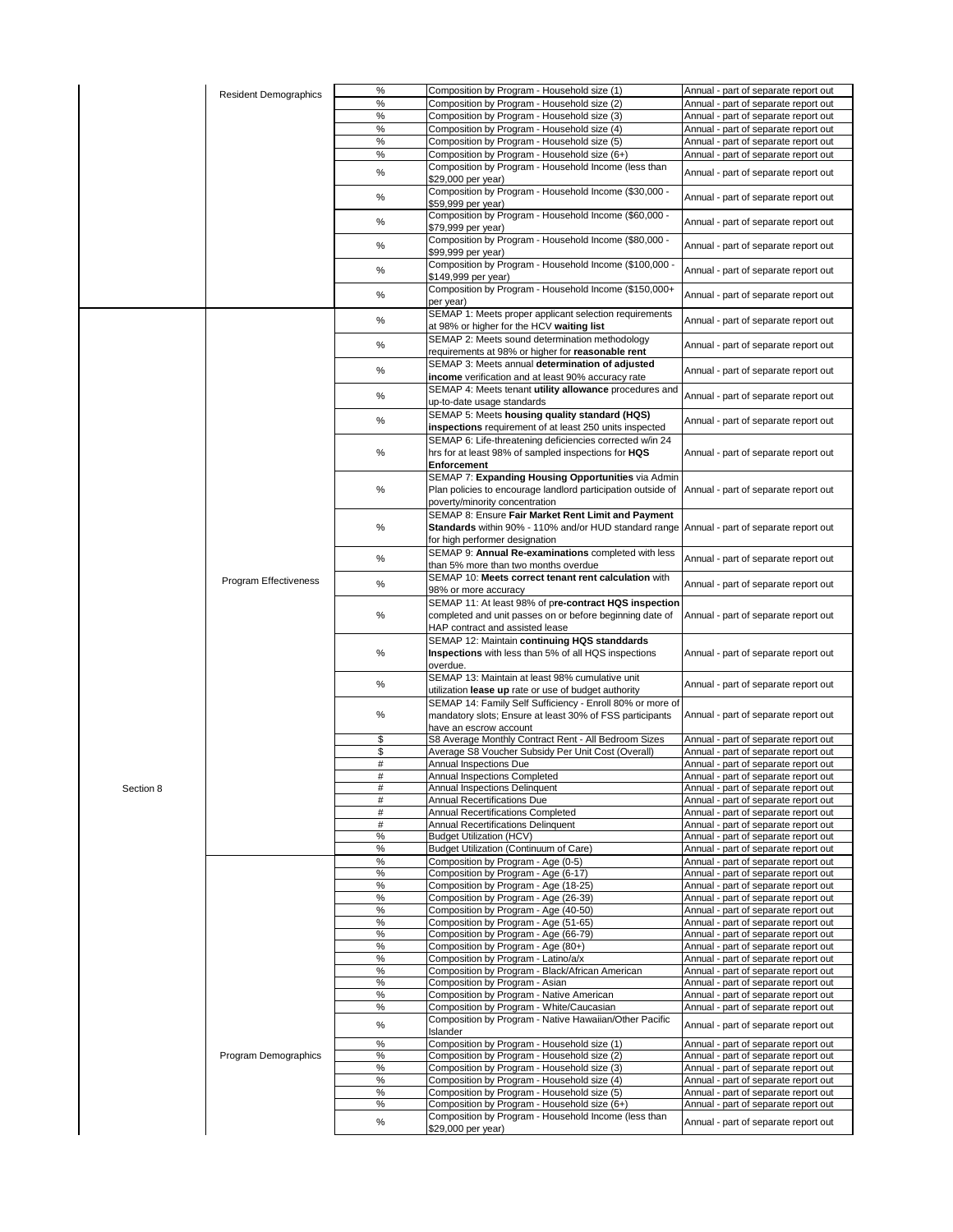| | | | | |
|---|---|---|---|---|
| | Resident Demographics | % | Composition by Program - Household size (1) | Annual - part of separate report out |
| | | % | Composition by Program - Household size (2) | Annual - part of separate report out |
| | | % | Composition by Program - Household size (3) | Annual - part of separate report out |
| | | % | Composition by Program - Household size (4) | Annual - part of separate report out |
| | | % | Composition by Program - Household size (5) | Annual - part of separate report out |
| | | % | Composition by Program - Household size (6+) | Annual - part of separate report out |
| | | % | Composition by Program - Household Income (less than $29,000 per year) | Annual - part of separate report out |
| | | % | Composition by Program - Household Income ($30,000 - $59,999 per year) | Annual - part of separate report out |
| | | % | Composition by Program - Household Income ($60,000 - $79,999 per year) | Annual - part of separate report out |
| | | % | Composition by Program - Household Income ($80,000 - $99,999 per year) | Annual - part of separate report out |
| | | % | Composition by Program - Household Income ($100,000 - $149,999 per year) | Annual - part of separate report out |
| | | % | Composition by Program - Household Income ($150,000+ per year) | Annual - part of separate report out |
| Section 8 | Program Effectiveness | % | SEMAP 1: Meets proper applicant selection requirements at 98% or higher for the HCV **waiting list** | Annual - part of separate report out |
| | | % | SEMAP 2: Meets sound determination methodology requirements at 98% or higher for **reasonable rent** | Annual - part of separate report out |
| | | % | SEMAP 3: Meets annual **determination of adjusted income** verification and at least 90% accuracy rate | Annual - part of separate report out |
| | | % | SEMAP 4: Meets tenant **utility allowance** procedures and up-to-date usage standards | Annual - part of separate report out |
| | | % | SEMAP 5: Meets **housing quality standard (HQS) inspections** requirement of at least 250 units inspected | Annual - part of separate report out |
| | | % | SEMAP 6: Life-threatening deficiencies corrected w/in 24 hrs for at least 98% of sampled inspections for **HQS Enforcement** | Annual - part of separate report out |
| | | % | SEMAP 7: **Expanding Housing Opportunities** via Admin Plan policies to encourage landlord participation outside of poverty/minority concentration | Annual - part of separate report out |
| | | % | SEMAP 8: Ensure **Fair Market Rent Limit and Payment Standards** within 90% - 110% and/or HUD standard range for high performer designation | Annual - part of separate report out |
| | | % | SEMAP 9: **Annual Re-examinations** completed with less than 5% more than two months overdue | Annual - part of separate report out |
| | | % | SEMAP 10: **Meets correct tenant rent calculation** with 98% or more accuracy | Annual - part of separate report out |
| | | % | SEMAP 11: At least 98% of p**re-contract HQS inspection** completed and unit passes on or before beginning date of HAP contract and assisted lease | Annual - part of separate report out |
| | | % | SEMAP 12: Maintain **continuing HQS standdards Inspections** with less than 5% of all HQS inspections overdue. | Annual - part of separate report out |
| | | % | SEMAP 13: Maintain at least 98% cumulative unit utilization **lease up** rate or use of budget authority | Annual - part of separate report out |
| | | % | SEMAP 14: Family Self Sufficiency - Enroll 80% or more of mandatory slots; Ensure at least 30% of FSS participants have an escrow account | Annual - part of separate report out |
| | | $ | S8 Average Monthly Contract Rent - All Bedroom Sizes | Annual - part of separate report out |
| | | $ | Average S8 Voucher Subsidy Per Unit Cost (Overall) | Annual - part of separate report out |
| | | # | Annual Inspections Due | Annual - part of separate report out |
| | | # | Annual Inspections Completed | Annual - part of separate report out |
| | | # | Annual Inspections Delinquent | Annual - part of separate report out |
| | | # | Annual Recertifications Due | Annual - part of separate report out |
| | | # | Annual Recertifications Completed | Annual - part of separate report out |
| | | # | Annual Recertifications Delinquent | Annual - part of separate report out |
| | | % | Budget Utilization (HCV) | Annual - part of separate report out |
| | | % | Budget Utilization (Continuum of Care) | Annual - part of separate report out |
| | Program Demographics | % | Composition by Program - Age (0-5) | Annual - part of separate report out |
| | | % | Composition by Program - Age (6-17) | Annual - part of separate report out |
| | | % | Composition by Program - Age (18-25) | Annual - part of separate report out |
| | | % | Composition by Program - Age (26-39) | Annual - part of separate report out |
| | | % | Composition by Program - Age (40-50) | Annual - part of separate report out |
| | | % | Composition by Program - Age (51-65) | Annual - part of separate report out |
| | | % | Composition by Program - Age (66-79) | Annual - part of separate report out |
| | | % | Composition by Program - Age (80+) | Annual - part of separate report out |
| | | % | Composition by Program - Latino/a/x | Annual - part of separate report out |
| | | % | Composition by Program - Black/African American | Annual - part of separate report out |
| | | % | Composition by Program - Asian | Annual - part of separate report out |
| | | % | Composition by Program - Native American | Annual - part of separate report out |
| | | % | Composition by Program - White/Caucasian | Annual - part of separate report out |
| | | % | Composition by Program - Native Hawaiian/Other Pacific Islander | Annual - part of separate report out |
| | | % | Composition by Program - Household size (1) | Annual - part of separate report out |
| | | % | Composition by Program - Household size (2) | Annual - part of separate report out |
| | | % | Composition by Program - Household size (3) | Annual - part of separate report out |
| | | % | Composition by Program - Household size (4) | Annual - part of separate report out |
| | | % | Composition by Program - Household size (5) | Annual - part of separate report out |
| | | % | Composition by Program - Household size (6+) | Annual - part of separate report out |
| | | % | Composition by Program - Household Income (less than $29,000 per year) | Annual - part of separate report out |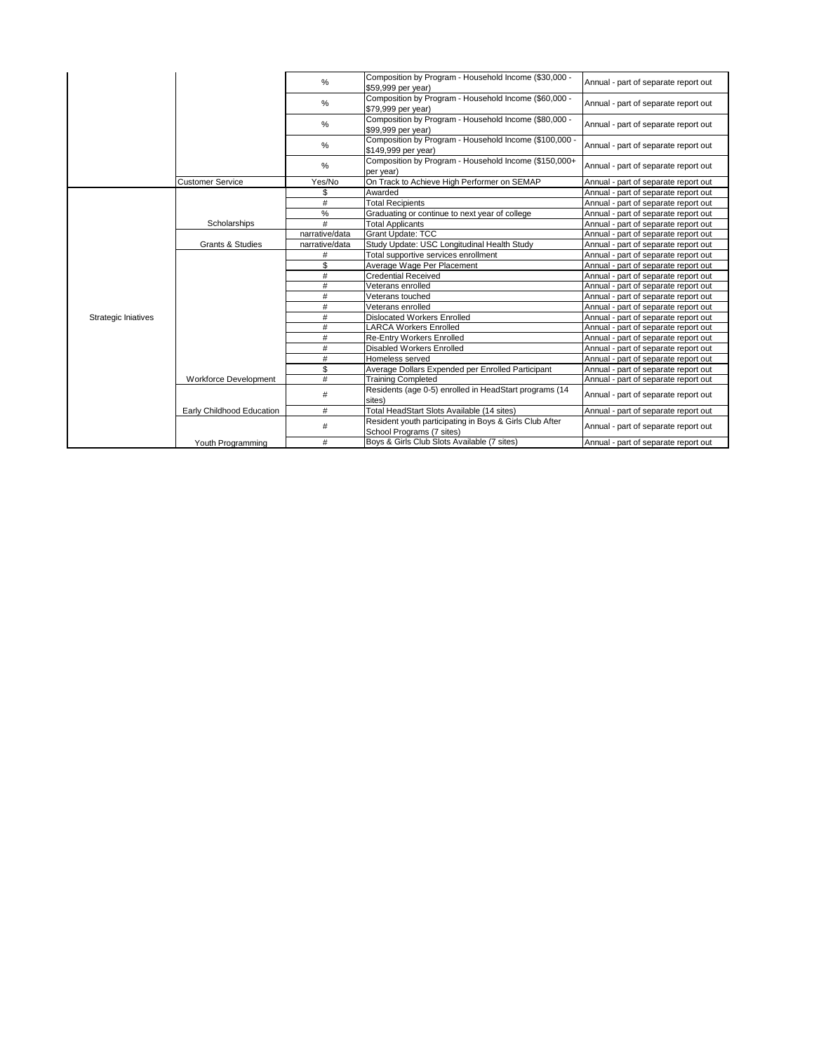| | | | | |
|---|---|---|---|---|
| | | % | Composition by Program - Household Income ($30,000 - $59,999 per year) | Annual - part of separate report out |
| | | % | Composition by Program - Household Income ($60,000 - $79,999 per year) | Annual - part of separate report out |
| | | % | Composition by Program - Household Income ($80,000 - $99,999 per year) | Annual - part of separate report out |
| | | % | Composition by Program - Household Income ($100,000 - $149,999 per year) | Annual - part of separate report out |
| | | % | Composition by Program - Household Income ($150,000+ per year) | Annual - part of separate report out |
| | Customer Service | Yes/No | On Track to Achieve High Performer on SEMAP | Annual - part of separate report out |
| Strategic Iniatives | Scholarships | $ | Awarded | Annual - part of separate report out |
| | | # | Total Recipients | Annual - part of separate report out |
| | | % | Graduating or continue to next year of college | Annual - part of separate report out |
| | | # | Total Applicants | Annual - part of separate report out |
| | Grants & Studies | narrative/data | Grant Update: TCC | Annual - part of separate report out |
| | | narrative/data | Study Update: USC Longitudinal Health Study | Annual - part of separate report out |
| | Workforce Development | # | Total supportive services enrollment | Annual - part of separate report out |
| | | $ | Average Wage Per Placement | Annual - part of separate report out |
| | | # | Credential Received | Annual - part of separate report out |
| | | # | Veterans enrolled | Annual - part of separate report out |
| | | # | Veterans touched | Annual - part of separate report out |
| | | # | Veterans enrolled | Annual - part of separate report out |
| | | # | Dislocated Workers Enrolled | Annual - part of separate report out |
| | | # | LARCA Workers Enrolled | Annual - part of separate report out |
| | | # | Re-Entry Workers Enrolled | Annual - part of separate report out |
| | | # | Disabled Workers Enrolled | Annual - part of separate report out |
| | | # | Homeless served | Annual - part of separate report out |
| | | $ | Average Dollars Expended per Enrolled Participant | Annual - part of separate report out |
| | | # | Training Completed | Annual - part of separate report out |
| | Early Childhood Education | # | Residents (age 0-5) enrolled in HeadStart programs (14 sites) | Annual - part of separate report out |
| | | # | Total HeadStart Slots Available (14 sites) | Annual - part of separate report out |
| | Youth Programming | # | Resident youth participating in Boys & Girls Club After School Programs (7 sites) | Annual - part of separate report out |
| | | # | Boys & Girls Club Slots Available (7 sites) | Annual - part of separate report out |